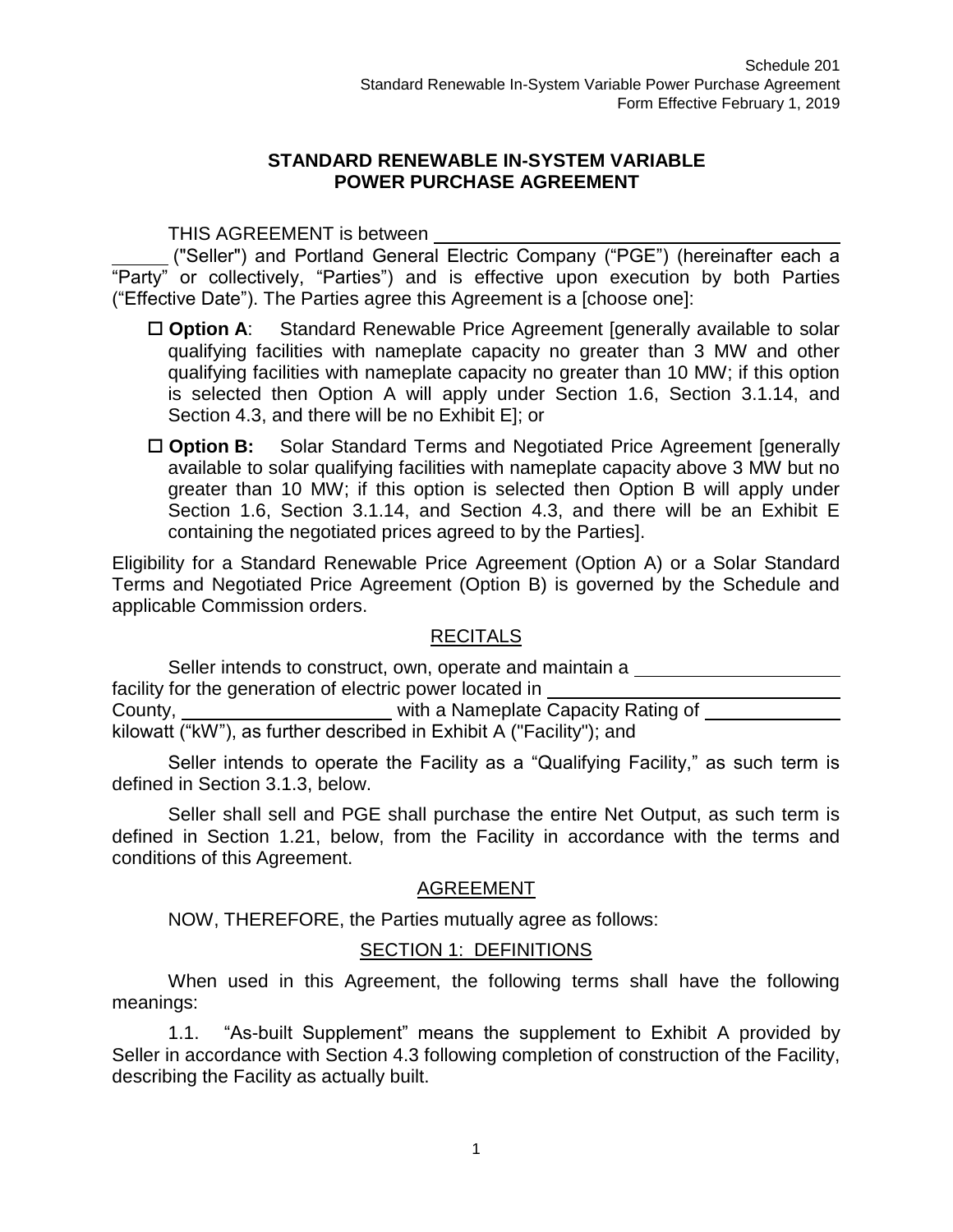Schedule 201
Standard Renewable In-System Variable Power Purchase Agreement
Form Effective February 1, 2019

# STANDARD RENEWABLE IN-SYSTEM VARIABLE POWER PURCHASE AGREEMENT

THIS AGREEMENT is between ______________________________________________ ("Seller") and Portland General Electric Company ("PGE") (hereinafter each a "Party" or collectively, "Parties") and is effective upon execution by both Parties ("Effective Date"). The Parties agree this Agreement is a [choose one]:

- ☐ **Option A**: Standard Renewable Price Agreement [generally available to solar qualifying facilities with nameplate capacity no greater than 3 MW and other qualifying facilities with nameplate capacity no greater than 10 MW; if this option is selected then Option A will apply under Section 1.6, Section 3.1.14, and Section 4.3, and there will be no Exhibit E]; or

- ☐ **Option B:** Solar Standard Terms and Negotiated Price Agreement [generally available to solar qualifying facilities with nameplate capacity above 3 MW but no greater than 10 MW; if this option is selected then Option B will apply under Section 1.6, Section 3.1.14, and Section 4.3, and there will be an Exhibit E containing the negotiated prices agreed to by the Parties].

Eligibility for a Standard Renewable Price Agreement (Option A) or a Solar Standard Terms and Negotiated Price Agreement (Option B) is governed by the Schedule and applicable Commission orders.

## RECITALS

Seller intends to construct, own, operate and maintain a ____________________ facility for the generation of electric power located in ____________________________ County, ____________________ with a Nameplate Capacity Rating of ______________ kilowatt ("kW"), as further described in Exhibit A ("Facility"); and

Seller intends to operate the Facility as a "Qualifying Facility," as such term is defined in Section 3.1.3, below.

Seller shall sell and PGE shall purchase the entire Net Output, as such term is defined in Section 1.21, below, from the Facility in accordance with the terms and conditions of this Agreement.

## AGREEMENT

NOW, THEREFORE, the Parties mutually agree as follows:

## SECTION 1: DEFINITIONS

When used in this Agreement, the following terms shall have the following meanings:

1.1. "As-built Supplement" means the supplement to Exhibit A provided by Seller in accordance with Section 4.3 following completion of construction of the Facility, describing the Facility as actually built.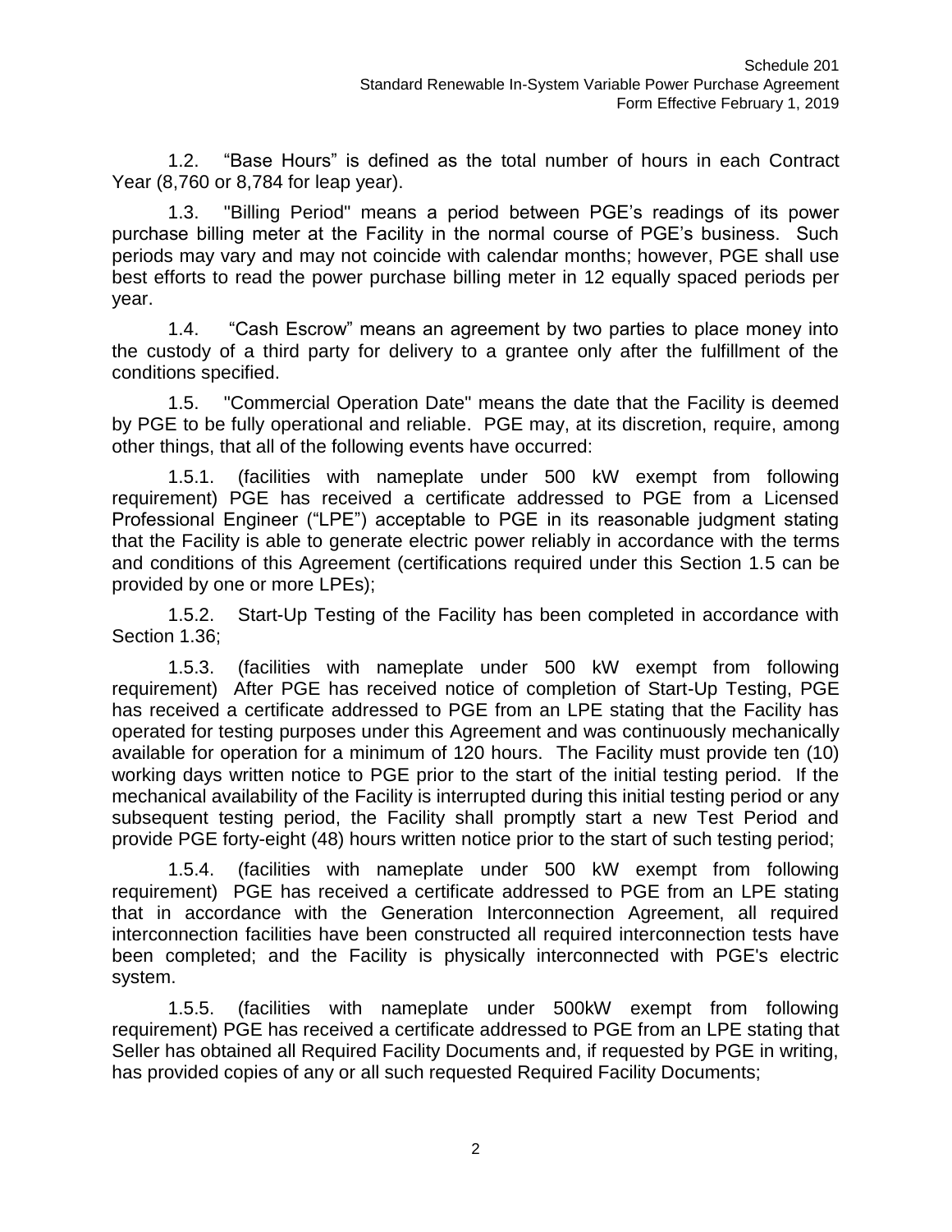1.2. “Base Hours” is defined as the total number of hours in each Contract Year (8,760 or 8,784 for leap year).

1.3. "Billing Period" means a period between PGE’s readings of its power purchase billing meter at the Facility in the normal course of PGE’s business. Such periods may vary and may not coincide with calendar months; however, PGE shall use best efforts to read the power purchase billing meter in 12 equally spaced periods per year.

1.4. “Cash Escrow” means an agreement by two parties to place money into the custody of a third party for delivery to a grantee only after the fulfillment of the conditions specified.

1.5. "Commercial Operation Date" means the date that the Facility is deemed by PGE to be fully operational and reliable. PGE may, at its discretion, require, among other things, that all of the following events have occurred:

1.5.1. (facilities with nameplate under 500 kW exempt from following requirement) PGE has received a certificate addressed to PGE from a Licensed Professional Engineer (“LPE”) acceptable to PGE in its reasonable judgment stating that the Facility is able to generate electric power reliably in accordance with the terms and conditions of this Agreement (certifications required under this Section 1.5 can be provided by one or more LPEs);

1.5.2. Start-Up Testing of the Facility has been completed in accordance with Section 1.36;

1.5.3. (facilities with nameplate under 500 kW exempt from following requirement) After PGE has received notice of completion of Start-Up Testing, PGE has received a certificate addressed to PGE from an LPE stating that the Facility has operated for testing purposes under this Agreement and was continuously mechanically available for operation for a minimum of 120 hours. The Facility must provide ten (10) working days written notice to PGE prior to the start of the initial testing period. If the mechanical availability of the Facility is interrupted during this initial testing period or any subsequent testing period, the Facility shall promptly start a new Test Period and provide PGE forty-eight (48) hours written notice prior to the start of such testing period;

1.5.4. (facilities with nameplate under 500 kW exempt from following requirement) PGE has received a certificate addressed to PGE from an LPE stating that in accordance with the Generation Interconnection Agreement, all required interconnection facilities have been constructed all required interconnection tests have been completed; and the Facility is physically interconnected with PGE's electric system.

1.5.5. (facilities with nameplate under 500kW exempt from following requirement) PGE has received a certificate addressed to PGE from an LPE stating that Seller has obtained all Required Facility Documents and, if requested by PGE in writing, has provided copies of any or all such requested Required Facility Documents;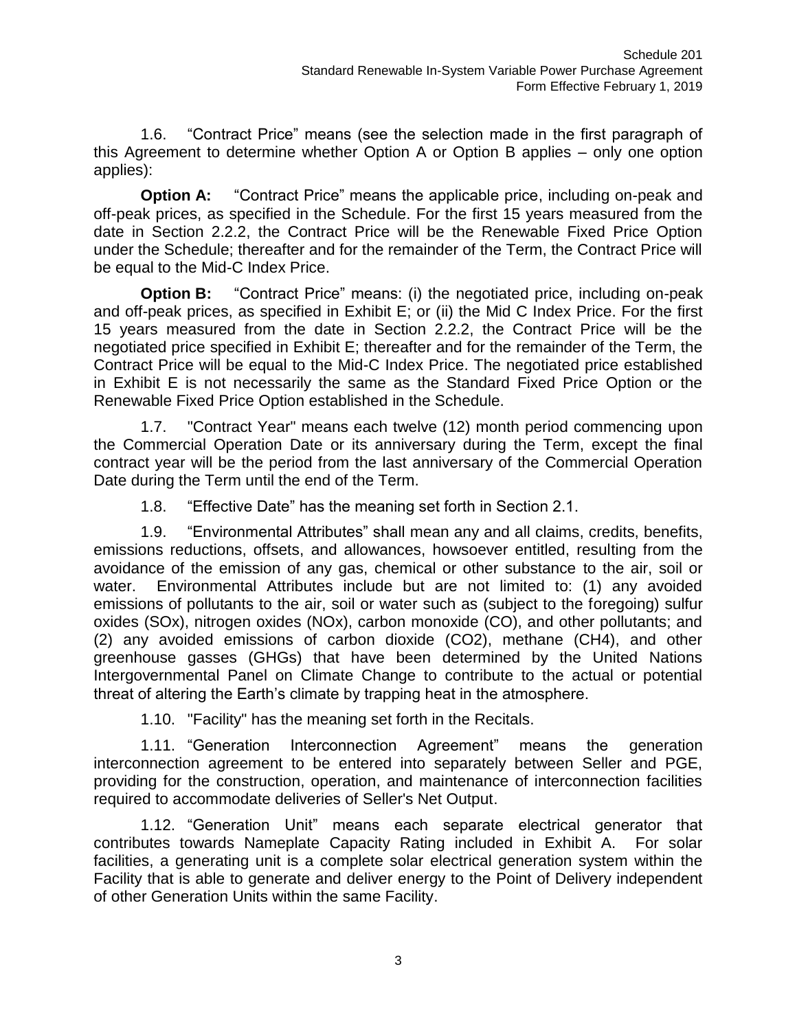1.6. "Contract Price" means (see the selection made in the first paragraph of this Agreement to determine whether Option A or Option B applies – only one option applies):

**Option A:** "Contract Price" means the applicable price, including on-peak and off-peak prices, as specified in the Schedule. For the first 15 years measured from the date in Section 2.2.2, the Contract Price will be the Renewable Fixed Price Option under the Schedule; thereafter and for the remainder of the Term, the Contract Price will be equal to the Mid-C Index Price.

**Option B:** "Contract Price" means: (i) the negotiated price, including on-peak and off-peak prices, as specified in Exhibit E; or (ii) the Mid C Index Price. For the first 15 years measured from the date in Section 2.2.2, the Contract Price will be the negotiated price specified in Exhibit E; thereafter and for the remainder of the Term, the Contract Price will be equal to the Mid-C Index Price. The negotiated price established in Exhibit E is not necessarily the same as the Standard Fixed Price Option or the Renewable Fixed Price Option established in the Schedule.

1.7. "Contract Year" means each twelve (12) month period commencing upon the Commercial Operation Date or its anniversary during the Term, except the final contract year will be the period from the last anniversary of the Commercial Operation Date during the Term until the end of the Term.

1.8. "Effective Date" has the meaning set forth in Section 2.1.

1.9. "Environmental Attributes" shall mean any and all claims, credits, benefits, emissions reductions, offsets, and allowances, howsoever entitled, resulting from the avoidance of the emission of any gas, chemical or other substance to the air, soil or water. Environmental Attributes include but are not limited to: (1) any avoided emissions of pollutants to the air, soil or water such as (subject to the foregoing) sulfur oxides (SOx), nitrogen oxides (NOx), carbon monoxide (CO), and other pollutants; and (2) any avoided emissions of carbon dioxide ($CO_2$), methane ($CH_4$), and other greenhouse gasses (GHGs) that have been determined by the United Nations Intergovernmental Panel on Climate Change to contribute to the actual or potential threat of altering the Earth's climate by trapping heat in the atmosphere.

1.10. "Facility" has the meaning set forth in the Recitals.

1.11. "Generation Interconnection Agreement" means the generation interconnection agreement to be entered into separately between Seller and PGE, providing for the construction, operation, and maintenance of interconnection facilities required to accommodate deliveries of Seller's Net Output.

1.12. "Generation Unit" means each separate electrical generator that contributes towards Nameplate Capacity Rating included in Exhibit A. For solar facilities, a generating unit is a complete solar electrical generation system within the Facility that is able to generate and deliver energy to the Point of Delivery independent of other Generation Units within the same Facility.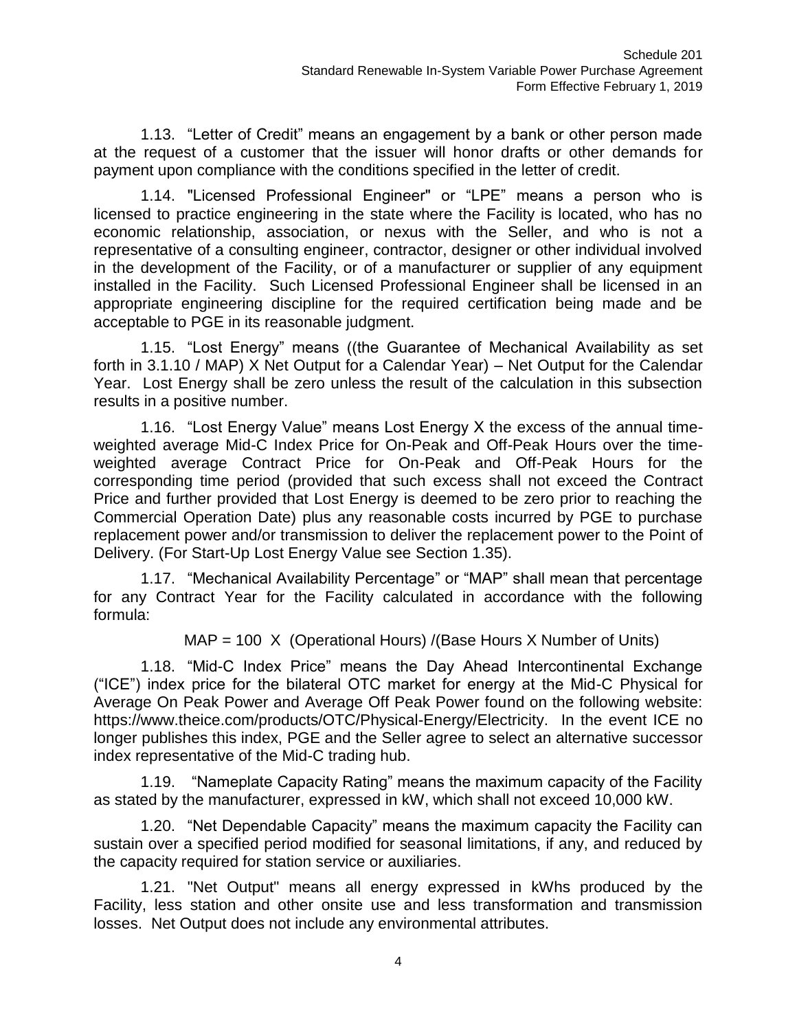1.13. “Letter of Credit” means an engagement by a bank or other person made at the request of a customer that the issuer will honor drafts or other demands for payment upon compliance with the conditions specified in the letter of credit.

1.14. "Licensed Professional Engineer" or “LPE” means a person who is licensed to practice engineering in the state where the Facility is located, who has no economic relationship, association, or nexus with the Seller, and who is not a representative of a consulting engineer, contractor, designer or other individual involved in the development of the Facility, or of a manufacturer or supplier of any equipment installed in the Facility. Such Licensed Professional Engineer shall be licensed in an appropriate engineering discipline for the required certification being made and be acceptable to PGE in its reasonable judgment.

1.15. “Lost Energy” means ((the Guarantee of Mechanical Availability as set forth in 3.1.10 / MAP) X Net Output for a Calendar Year) – Net Output for the Calendar Year. Lost Energy shall be zero unless the result of the calculation in this subsection results in a positive number.

1.16. “Lost Energy Value” means Lost Energy X the excess of the annual time-weighted average Mid-C Index Price for On-Peak and Off-Peak Hours over the time-weighted average Contract Price for On-Peak and Off-Peak Hours for the corresponding time period (provided that such excess shall not exceed the Contract Price and further provided that Lost Energy is deemed to be zero prior to reaching the Commercial Operation Date) plus any reasonable costs incurred by PGE to purchase replacement power and/or transmission to deliver the replacement power to the Point of Delivery. (For Start-Up Lost Energy Value see Section 1.35).

1.17. “Mechanical Availability Percentage” or “MAP” shall mean that percentage for any Contract Year for the Facility calculated in accordance with the following formula:

MAP = 100 X (Operational Hours) /(Base Hours X Number of Units)

1.18. “Mid-C Index Price” means the Day Ahead Intercontinental Exchange (“ICE”) index price for the bilateral OTC market for energy at the Mid-C Physical for Average On Peak Power and Average Off Peak Power found on the following website: https://www.theice.com/products/OTC/Physical-Energy/Electricity. In the event ICE no longer publishes this index, PGE and the Seller agree to select an alternative successor index representative of the Mid-C trading hub.

1.19. “Nameplate Capacity Rating” means the maximum capacity of the Facility as stated by the manufacturer, expressed in kW, which shall not exceed 10,000 kW.

1.20. “Net Dependable Capacity” means the maximum capacity the Facility can sustain over a specified period modified for seasonal limitations, if any, and reduced by the capacity required for station service or auxiliaries.

1.21. "Net Output" means all energy expressed in kWhs produced by the Facility, less station and other onsite use and less transformation and transmission losses. Net Output does not include any environmental attributes.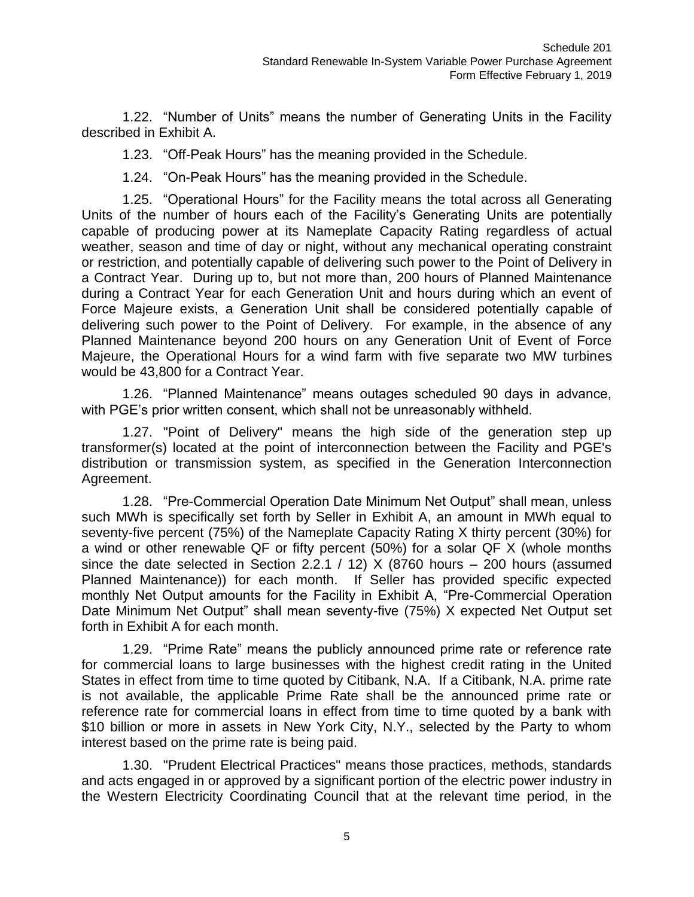1.22. "Number of Units" means the number of Generating Units in the Facility described in Exhibit A.

1.23. "Off-Peak Hours" has the meaning provided in the Schedule.

1.24. "On-Peak Hours" has the meaning provided in the Schedule.

1.25. "Operational Hours" for the Facility means the total across all Generating Units of the number of hours each of the Facility's Generating Units are potentially capable of producing power at its Nameplate Capacity Rating regardless of actual weather, season and time of day or night, without any mechanical operating constraint or restriction, and potentially capable of delivering such power to the Point of Delivery in a Contract Year. During up to, but not more than, 200 hours of Planned Maintenance during a Contract Year for each Generation Unit and hours during which an event of Force Majeure exists, a Generation Unit shall be considered potentially capable of delivering such power to the Point of Delivery. For example, in the absence of any Planned Maintenance beyond 200 hours on any Generation Unit of Event of Force Majeure, the Operational Hours for a wind farm with five separate two MW turbines would be 43,800 for a Contract Year.

1.26. "Planned Maintenance" means outages scheduled 90 days in advance, with PGE's prior written consent, which shall not be unreasonably withheld.

1.27. "Point of Delivery" means the high side of the generation step up transformer(s) located at the point of interconnection between the Facility and PGE's distribution or transmission system, as specified in the Generation Interconnection Agreement.

1.28. "Pre-Commercial Operation Date Minimum Net Output" shall mean, unless such MWh is specifically set forth by Seller in Exhibit A, an amount in MWh equal to seventy-five percent (75%) of the Nameplate Capacity Rating X thirty percent (30%) for a wind or other renewable QF or fifty percent (50%) for a solar QF X (whole months since the date selected in Section 2.2.1 / 12) X (8760 hours – 200 hours (assumed Planned Maintenance)) for each month. If Seller has provided specific expected monthly Net Output amounts for the Facility in Exhibit A, "Pre-Commercial Operation Date Minimum Net Output" shall mean seventy-five (75%) X expected Net Output set forth in Exhibit A for each month.

1.29. "Prime Rate" means the publicly announced prime rate or reference rate for commercial loans to large businesses with the highest credit rating in the United States in effect from time to time quoted by Citibank, N.A. If a Citibank, N.A. prime rate is not available, the applicable Prime Rate shall be the announced prime rate or reference rate for commercial loans in effect from time to time quoted by a bank with $10 billion or more in assets in New York City, N.Y., selected by the Party to whom interest based on the prime rate is being paid.

1.30. "Prudent Electrical Practices" means those practices, methods, standards and acts engaged in or approved by a significant portion of the electric power industry in the Western Electricity Coordinating Council that at the relevant time period, in the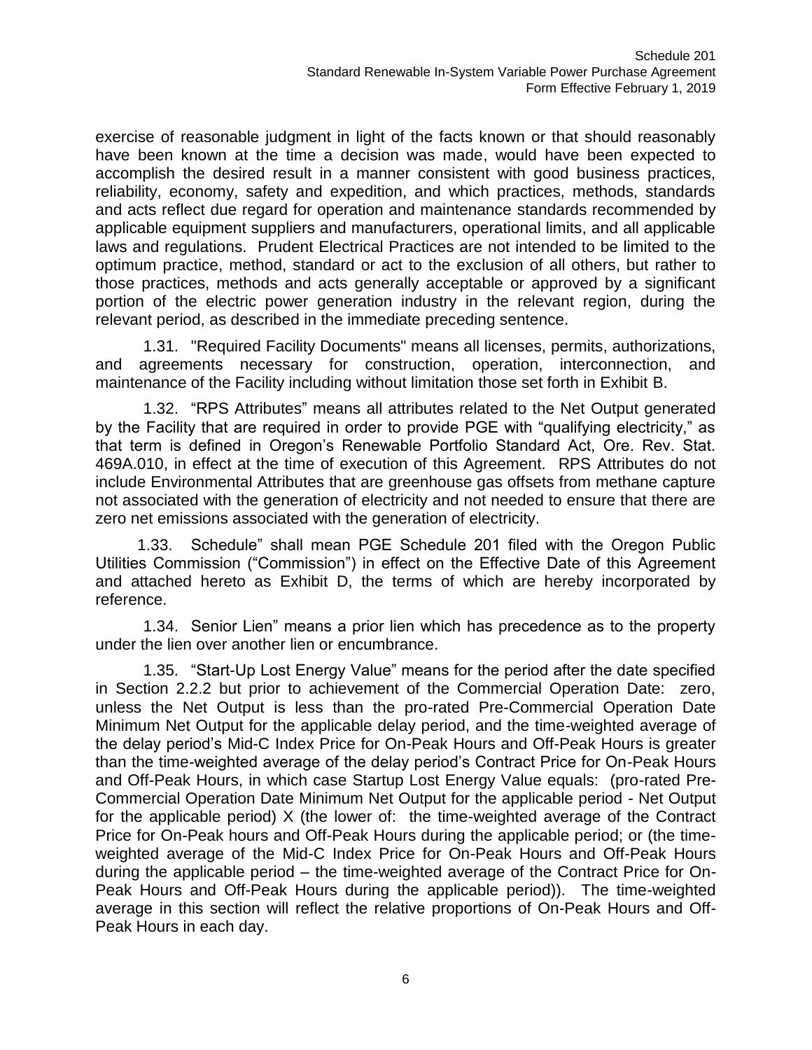exercise of reasonable judgment in light of the facts known or that should reasonably have been known at the time a decision was made, would have been expected to accomplish the desired result in a manner consistent with good business practices, reliability, economy, safety and expedition, and which practices, methods, standards and acts reflect due regard for operation and maintenance standards recommended by applicable equipment suppliers and manufacturers, operational limits, and all applicable laws and regulations. Prudent Electrical Practices are not intended to be limited to the optimum practice, method, standard or act to the exclusion of all others, but rather to those practices, methods and acts generally acceptable or approved by a significant portion of the electric power generation industry in the relevant region, during the relevant period, as described in the immediate preceding sentence.

1.31. "Required Facility Documents" means all licenses, permits, authorizations, and agreements necessary for construction, operation, interconnection, and maintenance of the Facility including without limitation those set forth in Exhibit B.

1.32. "RPS Attributes" means all attributes related to the Net Output generated by the Facility that are required in order to provide PGE with "qualifying electricity," as that term is defined in Oregon's Renewable Portfolio Standard Act, Ore. Rev. Stat. 469A.010, in effect at the time of execution of this Agreement. RPS Attributes do not include Environmental Attributes that are greenhouse gas offsets from methane capture not associated with the generation of electricity and not needed to ensure that there are zero net emissions associated with the generation of electricity.

1.33. Schedule" shall mean PGE Schedule 201 filed with the Oregon Public Utilities Commission ("Commission") in effect on the Effective Date of this Agreement and attached hereto as Exhibit D, the terms of which are hereby incorporated by reference.

1.34. Senior Lien" means a prior lien which has precedence as to the property under the lien over another lien or encumbrance.

1.35. "Start-Up Lost Energy Value" means for the period after the date specified in Section 2.2.2 but prior to achievement of the Commercial Operation Date: zero, unless the Net Output is less than the pro-rated Pre-Commercial Operation Date Minimum Net Output for the applicable delay period, and the time-weighted average of the delay period's Mid-C Index Price for On-Peak Hours and Off-Peak Hours is greater than the time-weighted average of the delay period's Contract Price for On-Peak Hours and Off-Peak Hours, in which case Startup Lost Energy Value equals: (pro-rated Pre-Commercial Operation Date Minimum Net Output for the applicable period - Net Output for the applicable period) X (the lower of: the time-weighted average of the Contract Price for On-Peak hours and Off-Peak Hours during the applicable period; or (the time-weighted average of the Mid-C Index Price for On-Peak Hours and Off-Peak Hours during the applicable period – the time-weighted average of the Contract Price for On-Peak Hours and Off-Peak Hours during the applicable period)). The time-weighted average in this section will reflect the relative proportions of On-Peak Hours and Off-Peak Hours in each day.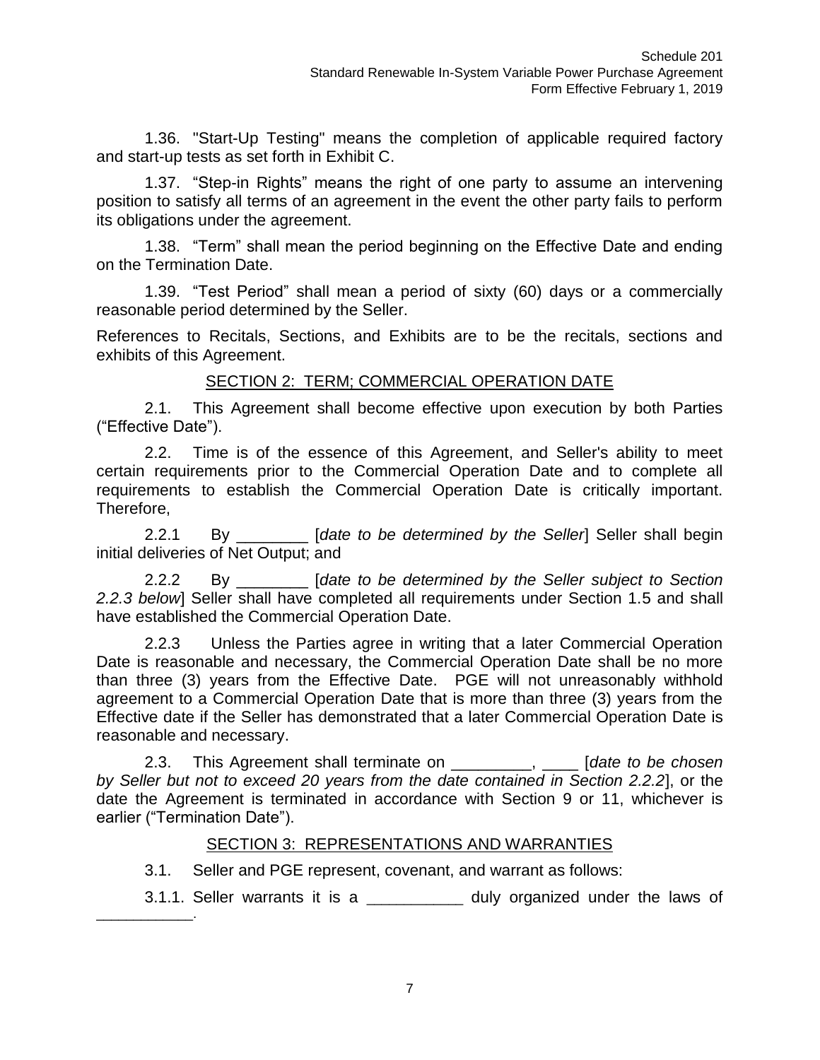1.36. "Start-Up Testing" means the completion of applicable required factory and start-up tests as set forth in Exhibit C.

1.37. "Step-in Rights" means the right of one party to assume an intervening position to satisfy all terms of an agreement in the event the other party fails to perform its obligations under the agreement.

1.38. "Term" shall mean the period beginning on the Effective Date and ending on the Termination Date.

1.39. "Test Period" shall mean a period of sixty (60) days or a commercially reasonable period determined by the Seller.

References to Recitals, Sections, and Exhibits are to be the recitals, sections and exhibits of this Agreement.

## SECTION 2: TERM; COMMERCIAL OPERATION DATE

2.1. This Agreement shall become effective upon execution by both Parties ("Effective Date").

2.2. Time is of the essence of this Agreement, and Seller's ability to meet certain requirements prior to the Commercial Operation Date and to complete all requirements to establish the Commercial Operation Date is critically important. Therefore,

2.2.1 By ________ [*date to be determined by the Seller*] Seller shall begin initial deliveries of Net Output; and

2.2.2 By ________ [*date to be determined by the Seller subject to Section 2.2.3 below*] Seller shall have completed all requirements under Section 1.5 and shall have established the Commercial Operation Date.

2.2.3 Unless the Parties agree in writing that a later Commercial Operation Date is reasonable and necessary, the Commercial Operation Date shall be no more than three (3) years from the Effective Date. PGE will not unreasonably withhold agreement to a Commercial Operation Date that is more than three (3) years from the Effective date if the Seller has demonstrated that a later Commercial Operation Date is reasonable and necessary.

2.3. This Agreement shall terminate on _________, ____ [*date to be chosen by Seller but not to exceed 20 years from the date contained in Section 2.2.2*], or the date the Agreement is terminated in accordance with Section 9 or 11, whichever is earlier ("Termination Date").

## SECTION 3: REPRESENTATIONS AND WARRANTIES

3.1. Seller and PGE represent, covenant, and warrant as follows:

3.1.1. Seller warrants it is a ___________ duly organized under the laws of ___________.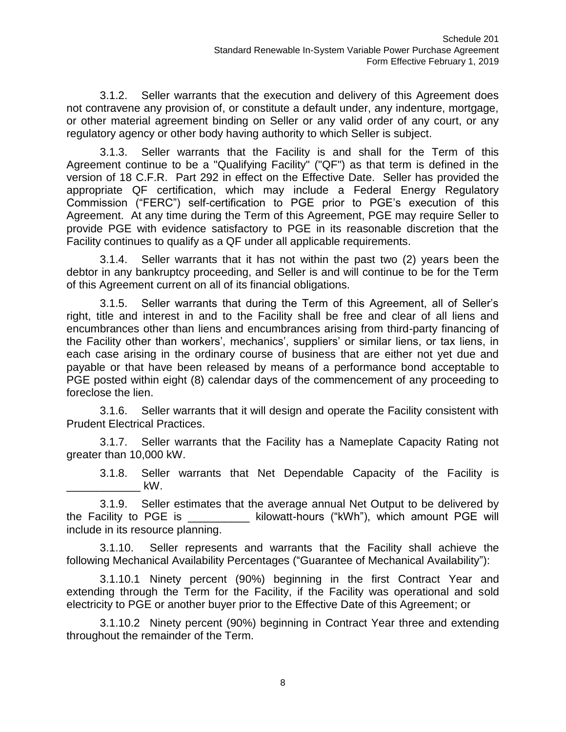3.1.2. Seller warrants that the execution and delivery of this Agreement does not contravene any provision of, or constitute a default under, any indenture, mortgage, or other material agreement binding on Seller or any valid order of any court, or any regulatory agency or other body having authority to which Seller is subject.

3.1.3. Seller warrants that the Facility is and shall for the Term of this Agreement continue to be a "Qualifying Facility" ("QF") as that term is defined in the version of 18 C.F.R. Part 292 in effect on the Effective Date. Seller has provided the appropriate QF certification, which may include a Federal Energy Regulatory Commission ("FERC") self-certification to PGE prior to PGE's execution of this Agreement. At any time during the Term of this Agreement, PGE may require Seller to provide PGE with evidence satisfactory to PGE in its reasonable discretion that the Facility continues to qualify as a QF under all applicable requirements.

3.1.4. Seller warrants that it has not within the past two (2) years been the debtor in any bankruptcy proceeding, and Seller is and will continue to be for the Term of this Agreement current on all of its financial obligations.

3.1.5. Seller warrants that during the Term of this Agreement, all of Seller's right, title and interest in and to the Facility shall be free and clear of all liens and encumbrances other than liens and encumbrances arising from third-party financing of the Facility other than workers', mechanics', suppliers' or similar liens, or tax liens, in each case arising in the ordinary course of business that are either not yet due and payable or that have been released by means of a performance bond acceptable to PGE posted within eight (8) calendar days of the commencement of any proceeding to foreclose the lien.

3.1.6. Seller warrants that it will design and operate the Facility consistent with Prudent Electrical Practices.

3.1.7. Seller warrants that the Facility has a Nameplate Capacity Rating not greater than 10,000 kW.

3.1.8. Seller warrants that Net Dependable Capacity of the Facility is ____________ kW.

3.1.9. Seller estimates that the average annual Net Output to be delivered by the Facility to PGE is __________ kilowatt-hours ("kWh"), which amount PGE will include in its resource planning.

3.1.10. Seller represents and warrants that the Facility shall achieve the following Mechanical Availability Percentages ("Guarantee of Mechanical Availability"):

3.1.10.1 Ninety percent (90%) beginning in the first Contract Year and extending through the Term for the Facility, if the Facility was operational and sold electricity to PGE or another buyer prior to the Effective Date of this Agreement; or

3.1.10.2 Ninety percent (90%) beginning in Contract Year three and extending throughout the remainder of the Term.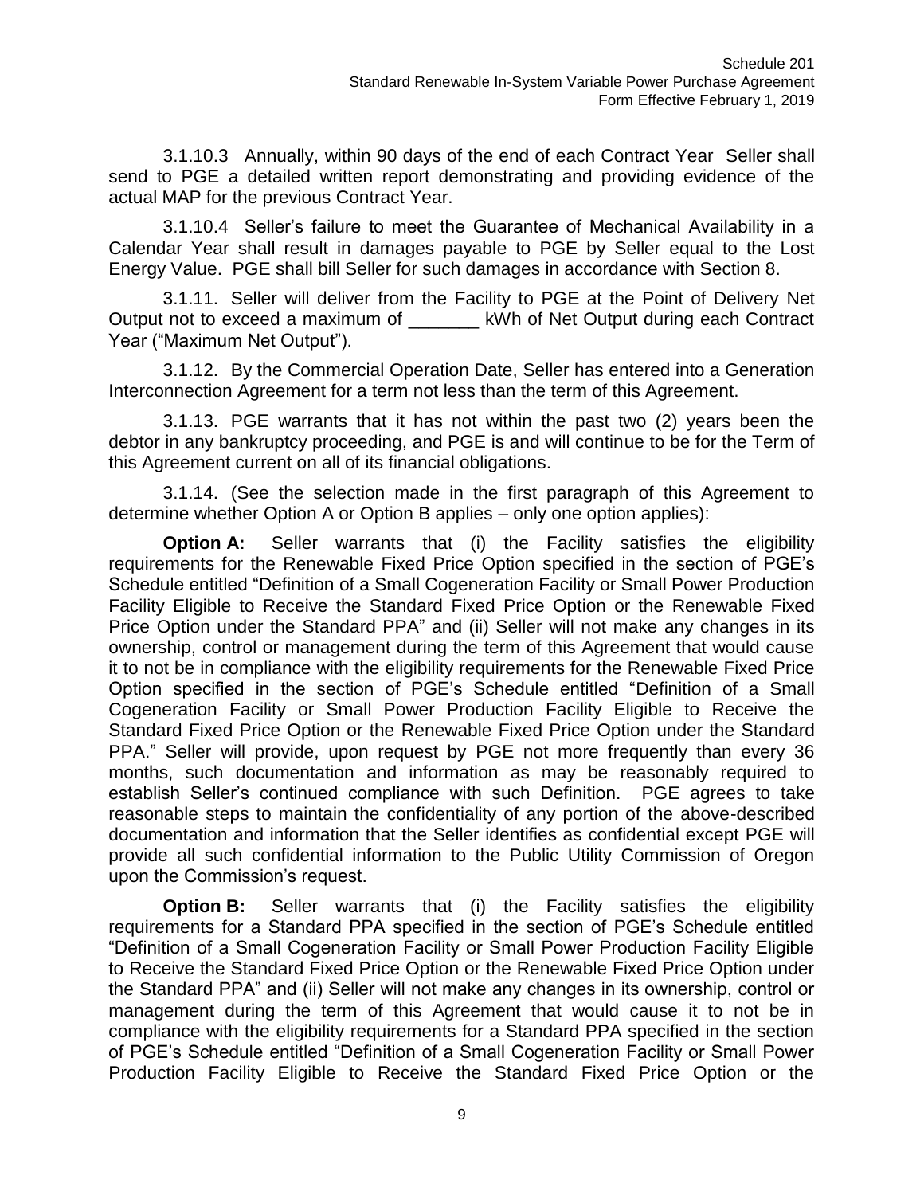3.1.10.3 Annually, within 90 days of the end of each Contract Year Seller shall send to PGE a detailed written report demonstrating and providing evidence of the actual MAP for the previous Contract Year.

3.1.10.4 Seller's failure to meet the Guarantee of Mechanical Availability in a Calendar Year shall result in damages payable to PGE by Seller equal to the Lost Energy Value. PGE shall bill Seller for such damages in accordance with Section 8.

3.1.11. Seller will deliver from the Facility to PGE at the Point of Delivery Net Output not to exceed a maximum of _______ kWh of Net Output during each Contract Year ("Maximum Net Output").

3.1.12. By the Commercial Operation Date, Seller has entered into a Generation Interconnection Agreement for a term not less than the term of this Agreement.

3.1.13. PGE warrants that it has not within the past two (2) years been the debtor in any bankruptcy proceeding, and PGE is and will continue to be for the Term of this Agreement current on all of its financial obligations.

3.1.14. (See the selection made in the first paragraph of this Agreement to determine whether Option A or Option B applies – only one option applies):

**Option A:** Seller warrants that (i) the Facility satisfies the eligibility requirements for the Renewable Fixed Price Option specified in the section of PGE's Schedule entitled "Definition of a Small Cogeneration Facility or Small Power Production Facility Eligible to Receive the Standard Fixed Price Option or the Renewable Fixed Price Option under the Standard PPA" and (ii) Seller will not make any changes in its ownership, control or management during the term of this Agreement that would cause it to not be in compliance with the eligibility requirements for the Renewable Fixed Price Option specified in the section of PGE's Schedule entitled "Definition of a Small Cogeneration Facility or Small Power Production Facility Eligible to Receive the Standard Fixed Price Option or the Renewable Fixed Price Option under the Standard PPA." Seller will provide, upon request by PGE not more frequently than every 36 months, such documentation and information as may be reasonably required to establish Seller's continued compliance with such Definition. PGE agrees to take reasonable steps to maintain the confidentiality of any portion of the above-described documentation and information that the Seller identifies as confidential except PGE will provide all such confidential information to the Public Utility Commission of Oregon upon the Commission's request.

**Option B:** Seller warrants that (i) the Facility satisfies the eligibility requirements for a Standard PPA specified in the section of PGE's Schedule entitled "Definition of a Small Cogeneration Facility or Small Power Production Facility Eligible to Receive the Standard Fixed Price Option or the Renewable Fixed Price Option under the Standard PPA" and (ii) Seller will not make any changes in its ownership, control or management during the term of this Agreement that would cause it to not be in compliance with the eligibility requirements for a Standard PPA specified in the section of PGE's Schedule entitled "Definition of a Small Cogeneration Facility or Small Power Production Facility Eligible to Receive the Standard Fixed Price Option or the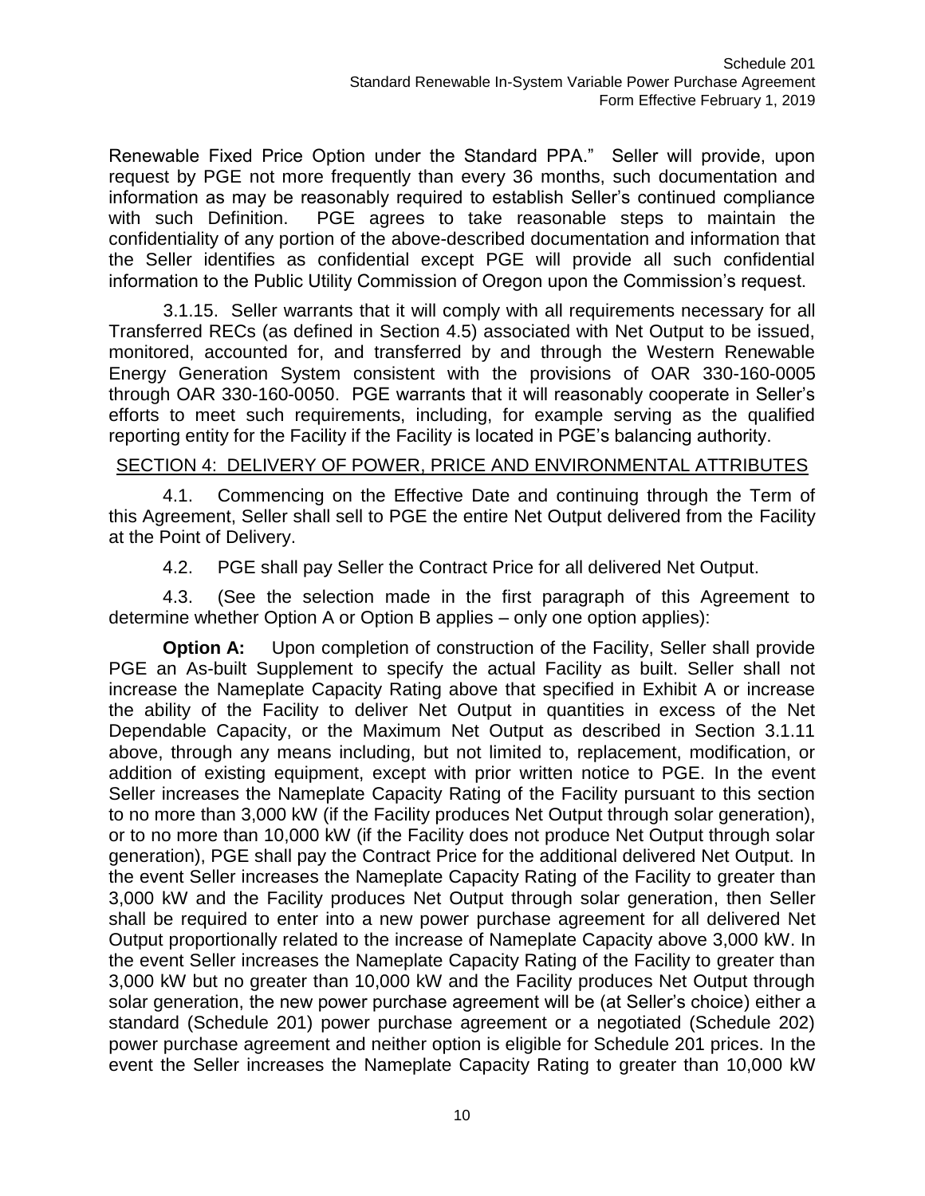Renewable Fixed Price Option under the Standard PPA." Seller will provide, upon request by PGE not more frequently than every 36 months, such documentation and information as may be reasonably required to establish Seller's continued compliance with such Definition. PGE agrees to take reasonable steps to maintain the confidentiality of any portion of the above-described documentation and information that the Seller identifies as confidential except PGE will provide all such confidential information to the Public Utility Commission of Oregon upon the Commission's request.

3.1.15. Seller warrants that it will comply with all requirements necessary for all Transferred RECs (as defined in Section 4.5) associated with Net Output to be issued, monitored, accounted for, and transferred by and through the Western Renewable Energy Generation System consistent with the provisions of OAR 330-160-0005 through OAR 330-160-0050. PGE warrants that it will reasonably cooperate in Seller's efforts to meet such requirements, including, for example serving as the qualified reporting entity for the Facility if the Facility is located in PGE's balancing authority.

## SECTION 4: DELIVERY OF POWER, PRICE AND ENVIRONMENTAL ATTRIBUTES

4.1. Commencing on the Effective Date and continuing through the Term of this Agreement, Seller shall sell to PGE the entire Net Output delivered from the Facility at the Point of Delivery.

4.2. PGE shall pay Seller the Contract Price for all delivered Net Output.

4.3. (See the selection made in the first paragraph of this Agreement to determine whether Option A or Option B applies – only one option applies):

**Option A:** Upon completion of construction of the Facility, Seller shall provide PGE an As-built Supplement to specify the actual Facility as built. Seller shall not increase the Nameplate Capacity Rating above that specified in Exhibit A or increase the ability of the Facility to deliver Net Output in quantities in excess of the Net Dependable Capacity, or the Maximum Net Output as described in Section 3.1.11 above, through any means including, but not limited to, replacement, modification, or addition of existing equipment, except with prior written notice to PGE. In the event Seller increases the Nameplate Capacity Rating of the Facility pursuant to this section to no more than 3,000 kW (if the Facility produces Net Output through solar generation), or to no more than 10,000 kW (if the Facility does not produce Net Output through solar generation), PGE shall pay the Contract Price for the additional delivered Net Output. In the event Seller increases the Nameplate Capacity Rating of the Facility to greater than 3,000 kW and the Facility produces Net Output through solar generation, then Seller shall be required to enter into a new power purchase agreement for all delivered Net Output proportionally related to the increase of Nameplate Capacity above 3,000 kW. In the event Seller increases the Nameplate Capacity Rating of the Facility to greater than 3,000 kW but no greater than 10,000 kW and the Facility produces Net Output through solar generation, the new power purchase agreement will be (at Seller's choice) either a standard (Schedule 201) power purchase agreement or a negotiated (Schedule 202) power purchase agreement and neither option is eligible for Schedule 201 prices. In the event the Seller increases the Nameplate Capacity Rating to greater than 10,000 kW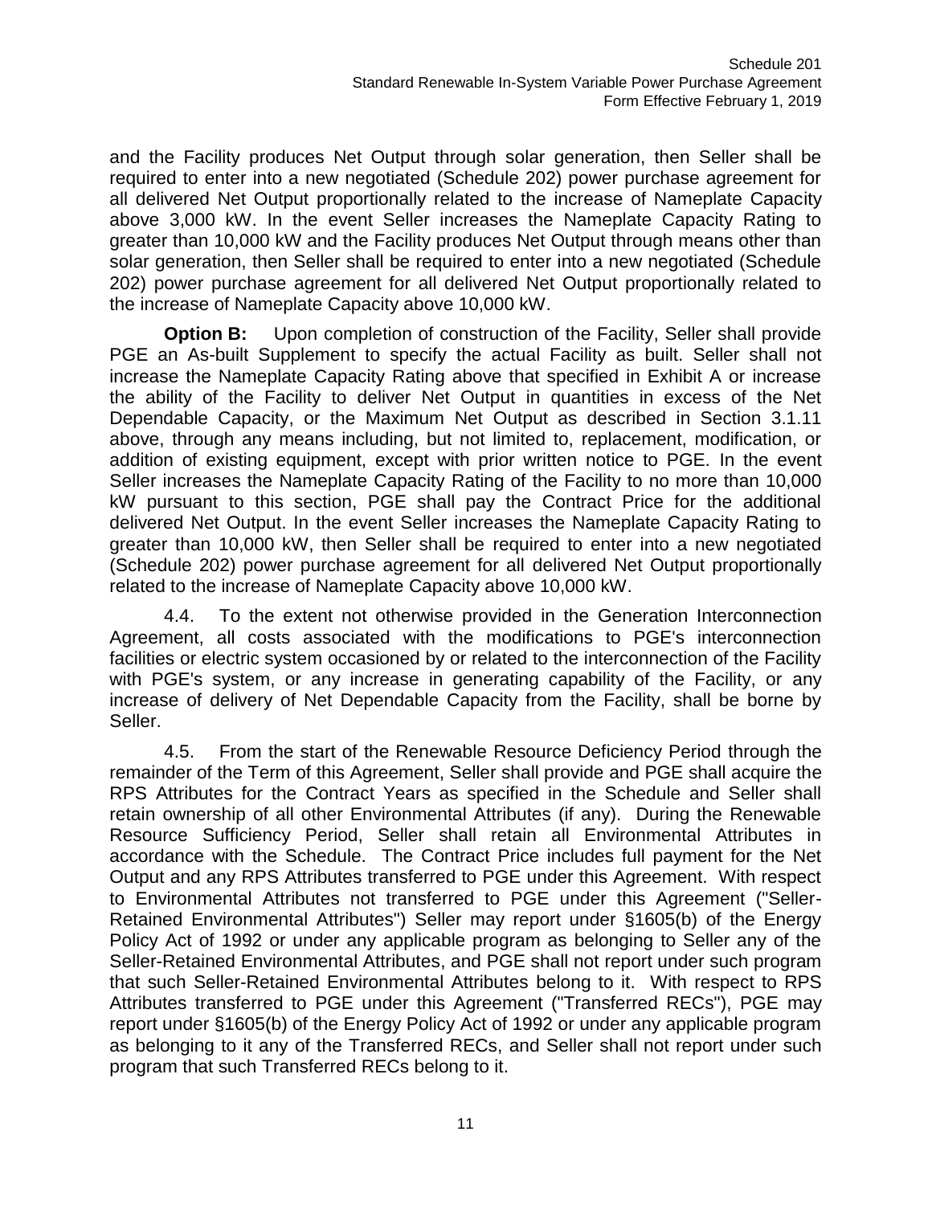and the Facility produces Net Output through solar generation, then Seller shall be required to enter into a new negotiated (Schedule 202) power purchase agreement for all delivered Net Output proportionally related to the increase of Nameplate Capacity above 3,000 kW. In the event Seller increases the Nameplate Capacity Rating to greater than 10,000 kW and the Facility produces Net Output through means other than solar generation, then Seller shall be required to enter into a new negotiated (Schedule 202) power purchase agreement for all delivered Net Output proportionally related to the increase of Nameplate Capacity above 10,000 kW.

**Option B:** Upon completion of construction of the Facility, Seller shall provide PGE an As-built Supplement to specify the actual Facility as built. Seller shall not increase the Nameplate Capacity Rating above that specified in Exhibit A or increase the ability of the Facility to deliver Net Output in quantities in excess of the Net Dependable Capacity, or the Maximum Net Output as described in Section 3.1.11 above, through any means including, but not limited to, replacement, modification, or addition of existing equipment, except with prior written notice to PGE. In the event Seller increases the Nameplate Capacity Rating of the Facility to no more than 10,000 kW pursuant to this section, PGE shall pay the Contract Price for the additional delivered Net Output. In the event Seller increases the Nameplate Capacity Rating to greater than 10,000 kW, then Seller shall be required to enter into a new negotiated (Schedule 202) power purchase agreement for all delivered Net Output proportionally related to the increase of Nameplate Capacity above 10,000 kW.

4.4. To the extent not otherwise provided in the Generation Interconnection Agreement, all costs associated with the modifications to PGE's interconnection facilities or electric system occasioned by or related to the interconnection of the Facility with PGE's system, or any increase in generating capability of the Facility, or any increase of delivery of Net Dependable Capacity from the Facility, shall be borne by Seller.

4.5. From the start of the Renewable Resource Deficiency Period through the remainder of the Term of this Agreement, Seller shall provide and PGE shall acquire the RPS Attributes for the Contract Years as specified in the Schedule and Seller shall retain ownership of all other Environmental Attributes (if any). During the Renewable Resource Sufficiency Period, Seller shall retain all Environmental Attributes in accordance with the Schedule. The Contract Price includes full payment for the Net Output and any RPS Attributes transferred to PGE under this Agreement. With respect to Environmental Attributes not transferred to PGE under this Agreement ("Seller-Retained Environmental Attributes") Seller may report under §1605(b) of the Energy Policy Act of 1992 or under any applicable program as belonging to Seller any of the Seller-Retained Environmental Attributes, and PGE shall not report under such program that such Seller-Retained Environmental Attributes belong to it. With respect to RPS Attributes transferred to PGE under this Agreement ("Transferred RECs"), PGE may report under §1605(b) of the Energy Policy Act of 1992 or under any applicable program as belonging to it any of the Transferred RECs, and Seller shall not report under such program that such Transferred RECs belong to it.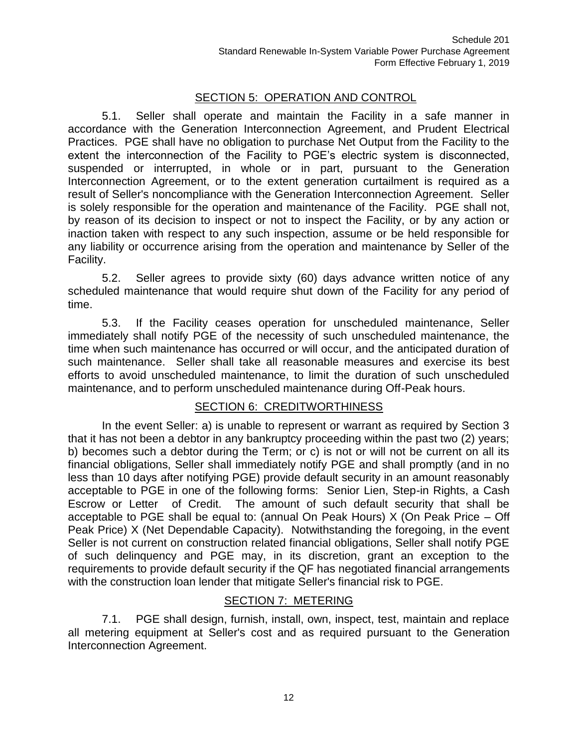## SECTION 5: OPERATION AND CONTROL

5.1. Seller shall operate and maintain the Facility in a safe manner in accordance with the Generation Interconnection Agreement, and Prudent Electrical Practices. PGE shall have no obligation to purchase Net Output from the Facility to the extent the interconnection of the Facility to PGE's electric system is disconnected, suspended or interrupted, in whole or in part, pursuant to the Generation Interconnection Agreement, or to the extent generation curtailment is required as a result of Seller's noncompliance with the Generation Interconnection Agreement. Seller is solely responsible for the operation and maintenance of the Facility. PGE shall not, by reason of its decision to inspect or not to inspect the Facility, or by any action or inaction taken with respect to any such inspection, assume or be held responsible for any liability or occurrence arising from the operation and maintenance by Seller of the Facility.

5.2. Seller agrees to provide sixty (60) days advance written notice of any scheduled maintenance that would require shut down of the Facility for any period of time.

5.3. If the Facility ceases operation for unscheduled maintenance, Seller immediately shall notify PGE of the necessity of such unscheduled maintenance, the time when such maintenance has occurred or will occur, and the anticipated duration of such maintenance. Seller shall take all reasonable measures and exercise its best efforts to avoid unscheduled maintenance, to limit the duration of such unscheduled maintenance, and to perform unscheduled maintenance during Off-Peak hours.

## SECTION 6: CREDITWORTHINESS

In the event Seller: a) is unable to represent or warrant as required by Section 3 that it has not been a debtor in any bankruptcy proceeding within the past two (2) years; b) becomes such a debtor during the Term; or c) is not or will not be current on all its financial obligations, Seller shall immediately notify PGE and shall promptly (and in no less than 10 days after notifying PGE) provide default security in an amount reasonably acceptable to PGE in one of the following forms: Senior Lien, Step-in Rights, a Cash Escrow or Letter of Credit. The amount of such default security that shall be acceptable to PGE shall be equal to: (annual On Peak Hours) X (On Peak Price – Off Peak Price) X (Net Dependable Capacity). Notwithstanding the foregoing, in the event Seller is not current on construction related financial obligations, Seller shall notify PGE of such delinquency and PGE may, in its discretion, grant an exception to the requirements to provide default security if the QF has negotiated financial arrangements with the construction loan lender that mitigate Seller's financial risk to PGE.

## SECTION 7: METERING

7.1. PGE shall design, furnish, install, own, inspect, test, maintain and replace all metering equipment at Seller's cost and as required pursuant to the Generation Interconnection Agreement.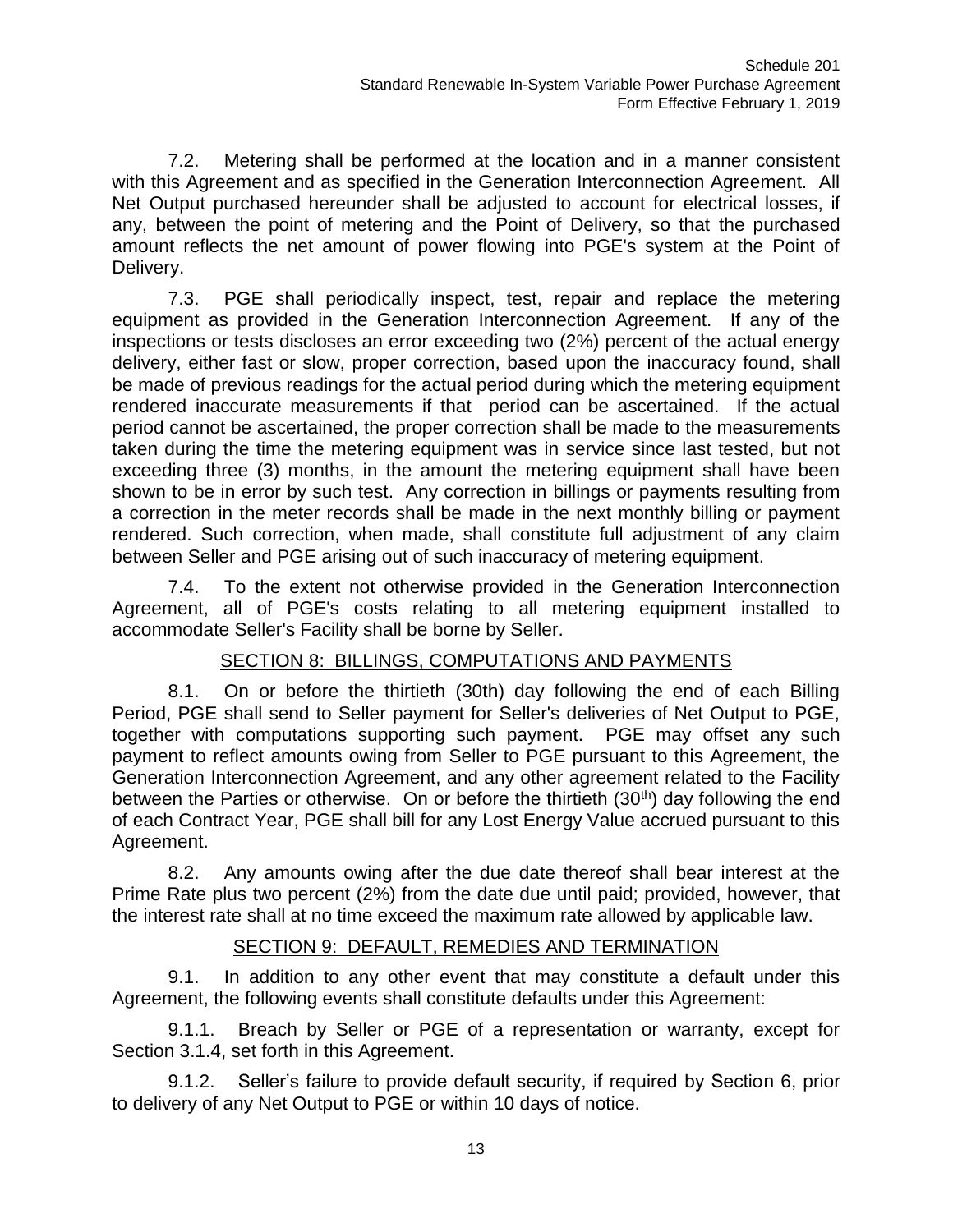7.2. Metering shall be performed at the location and in a manner consistent with this Agreement and as specified in the Generation Interconnection Agreement. All Net Output purchased hereunder shall be adjusted to account for electrical losses, if any, between the point of metering and the Point of Delivery, so that the purchased amount reflects the net amount of power flowing into PGE's system at the Point of Delivery.

7.3. PGE shall periodically inspect, test, repair and replace the metering equipment as provided in the Generation Interconnection Agreement. If any of the inspections or tests discloses an error exceeding two (2%) percent of the actual energy delivery, either fast or slow, proper correction, based upon the inaccuracy found, shall be made of previous readings for the actual period during which the metering equipment rendered inaccurate measurements if that period can be ascertained. If the actual period cannot be ascertained, the proper correction shall be made to the measurements taken during the time the metering equipment was in service since last tested, but not exceeding three (3) months, in the amount the metering equipment shall have been shown to be in error by such test. Any correction in billings or payments resulting from a correction in the meter records shall be made in the next monthly billing or payment rendered. Such correction, when made, shall constitute full adjustment of any claim between Seller and PGE arising out of such inaccuracy of metering equipment.

7.4. To the extent not otherwise provided in the Generation Interconnection Agreement, all of PGE's costs relating to all metering equipment installed to accommodate Seller's Facility shall be borne by Seller.

## SECTION 8: BILLINGS, COMPUTATIONS AND PAYMENTS

8.1. On or before the thirtieth (30th) day following the end of each Billing Period, PGE shall send to Seller payment for Seller's deliveries of Net Output to PGE, together with computations supporting such payment. PGE may offset any such payment to reflect amounts owing from Seller to PGE pursuant to this Agreement, the Generation Interconnection Agreement, and any other agreement related to the Facility between the Parties or otherwise. On or before the thirtieth (30th) day following the end of each Contract Year, PGE shall bill for any Lost Energy Value accrued pursuant to this Agreement.

8.2. Any amounts owing after the due date thereof shall bear interest at the Prime Rate plus two percent (2%) from the date due until paid; provided, however, that the interest rate shall at no time exceed the maximum rate allowed by applicable law.

## SECTION 9: DEFAULT, REMEDIES AND TERMINATION

9.1. In addition to any other event that may constitute a default under this Agreement, the following events shall constitute defaults under this Agreement:

9.1.1. Breach by Seller or PGE of a representation or warranty, except for Section 3.1.4, set forth in this Agreement.

9.1.2. Seller's failure to provide default security, if required by Section 6, prior to delivery of any Net Output to PGE or within 10 days of notice.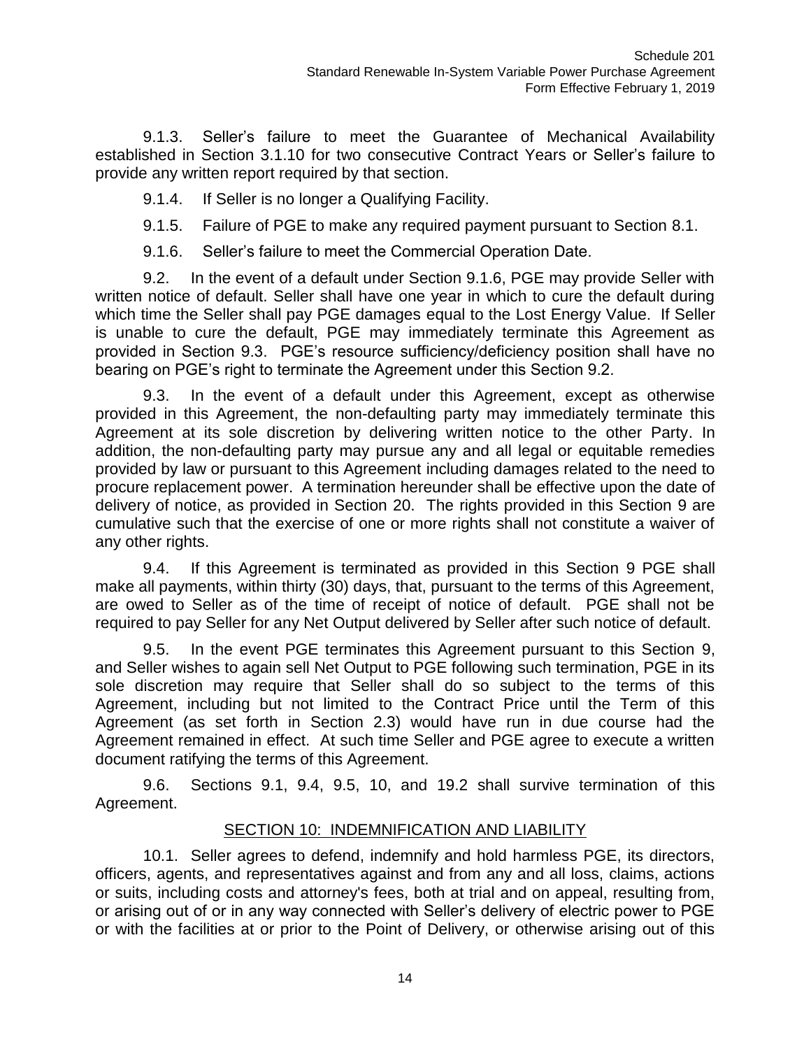9.1.3. Seller's failure to meet the Guarantee of Mechanical Availability established in Section 3.1.10 for two consecutive Contract Years or Seller's failure to provide any written report required by that section.

9.1.4. If Seller is no longer a Qualifying Facility.

9.1.5. Failure of PGE to make any required payment pursuant to Section 8.1.

9.1.6. Seller's failure to meet the Commercial Operation Date.

9.2. In the event of a default under Section 9.1.6, PGE may provide Seller with written notice of default. Seller shall have one year in which to cure the default during which time the Seller shall pay PGE damages equal to the Lost Energy Value. If Seller is unable to cure the default, PGE may immediately terminate this Agreement as provided in Section 9.3. PGE's resource sufficiency/deficiency position shall have no bearing on PGE's right to terminate the Agreement under this Section 9.2.

9.3. In the event of a default under this Agreement, except as otherwise provided in this Agreement, the non-defaulting party may immediately terminate this Agreement at its sole discretion by delivering written notice to the other Party. In addition, the non-defaulting party may pursue any and all legal or equitable remedies provided by law or pursuant to this Agreement including damages related to the need to procure replacement power. A termination hereunder shall be effective upon the date of delivery of notice, as provided in Section 20. The rights provided in this Section 9 are cumulative such that the exercise of one or more rights shall not constitute a waiver of any other rights.

9.4. If this Agreement is terminated as provided in this Section 9 PGE shall make all payments, within thirty (30) days, that, pursuant to the terms of this Agreement, are owed to Seller as of the time of receipt of notice of default. PGE shall not be required to pay Seller for any Net Output delivered by Seller after such notice of default.

9.5. In the event PGE terminates this Agreement pursuant to this Section 9, and Seller wishes to again sell Net Output to PGE following such termination, PGE in its sole discretion may require that Seller shall do so subject to the terms of this Agreement, including but not limited to the Contract Price until the Term of this Agreement (as set forth in Section 2.3) would have run in due course had the Agreement remained in effect. At such time Seller and PGE agree to execute a written document ratifying the terms of this Agreement.

9.6. Sections 9.1, 9.4, 9.5, 10, and 19.2 shall survive termination of this Agreement.

## SECTION 10: INDEMNIFICATION AND LIABILITY

10.1. Seller agrees to defend, indemnify and hold harmless PGE, its directors, officers, agents, and representatives against and from any and all loss, claims, actions or suits, including costs and attorney's fees, both at trial and on appeal, resulting from, or arising out of or in any way connected with Seller's delivery of electric power to PGE or with the facilities at or prior to the Point of Delivery, or otherwise arising out of this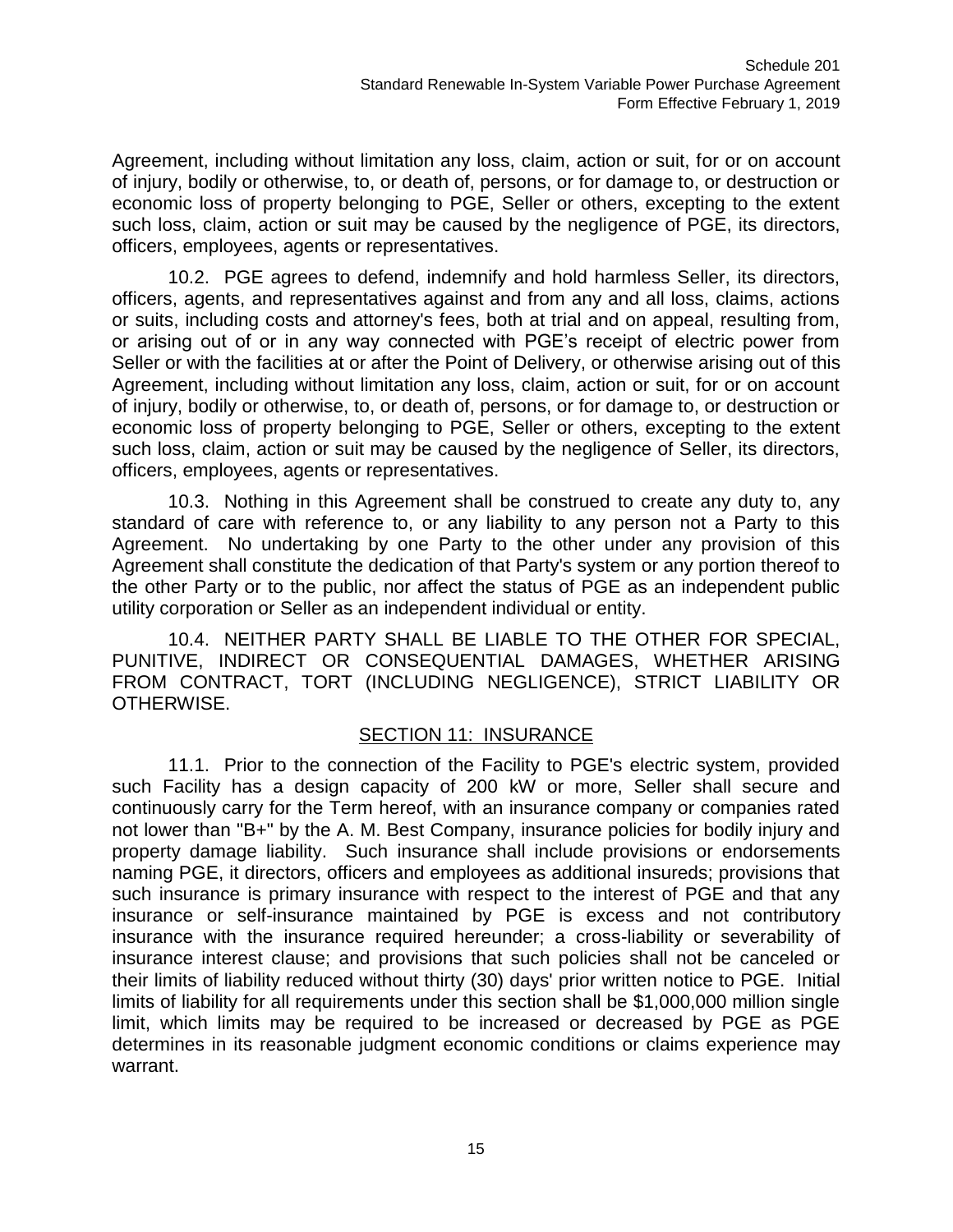Agreement, including without limitation any loss, claim, action or suit, for or on account of injury, bodily or otherwise, to, or death of, persons, or for damage to, or destruction or economic loss of property belonging to PGE, Seller or others, excepting to the extent such loss, claim, action or suit may be caused by the negligence of PGE, its directors, officers, employees, agents or representatives.

10.2. PGE agrees to defend, indemnify and hold harmless Seller, its directors, officers, agents, and representatives against and from any and all loss, claims, actions or suits, including costs and attorney's fees, both at trial and on appeal, resulting from, or arising out of or in any way connected with PGE's receipt of electric power from Seller or with the facilities at or after the Point of Delivery, or otherwise arising out of this Agreement, including without limitation any loss, claim, action or suit, for or on account of injury, bodily or otherwise, to, or death of, persons, or for damage to, or destruction or economic loss of property belonging to PGE, Seller or others, excepting to the extent such loss, claim, action or suit may be caused by the negligence of Seller, its directors, officers, employees, agents or representatives.

10.3. Nothing in this Agreement shall be construed to create any duty to, any standard of care with reference to, or any liability to any person not a Party to this Agreement. No undertaking by one Party to the other under any provision of this Agreement shall constitute the dedication of that Party's system or any portion thereof to the other Party or to the public, nor affect the status of PGE as an independent public utility corporation or Seller as an independent individual or entity.

10.4. NEITHER PARTY SHALL BE LIABLE TO THE OTHER FOR SPECIAL, PUNITIVE, INDIRECT OR CONSEQUENTIAL DAMAGES, WHETHER ARISING FROM CONTRACT, TORT (INCLUDING NEGLIGENCE), STRICT LIABILITY OR OTHERWISE.

## SECTION 11: INSURANCE

11.1. Prior to the connection of the Facility to PGE's electric system, provided such Facility has a design capacity of 200 kW or more, Seller shall secure and continuously carry for the Term hereof, with an insurance company or companies rated not lower than "B+" by the A. M. Best Company, insurance policies for bodily injury and property damage liability. Such insurance shall include provisions or endorsements naming PGE, it directors, officers and employees as additional insureds; provisions that such insurance is primary insurance with respect to the interest of PGE and that any insurance or self-insurance maintained by PGE is excess and not contributory insurance with the insurance required hereunder; a cross-liability or severability of insurance interest clause; and provisions that such policies shall not be canceled or their limits of liability reduced without thirty (30) days' prior written notice to PGE. Initial limits of liability for all requirements under this section shall be $1,000,000 million single limit, which limits may be required to be increased or decreased by PGE as PGE determines in its reasonable judgment economic conditions or claims experience may warrant.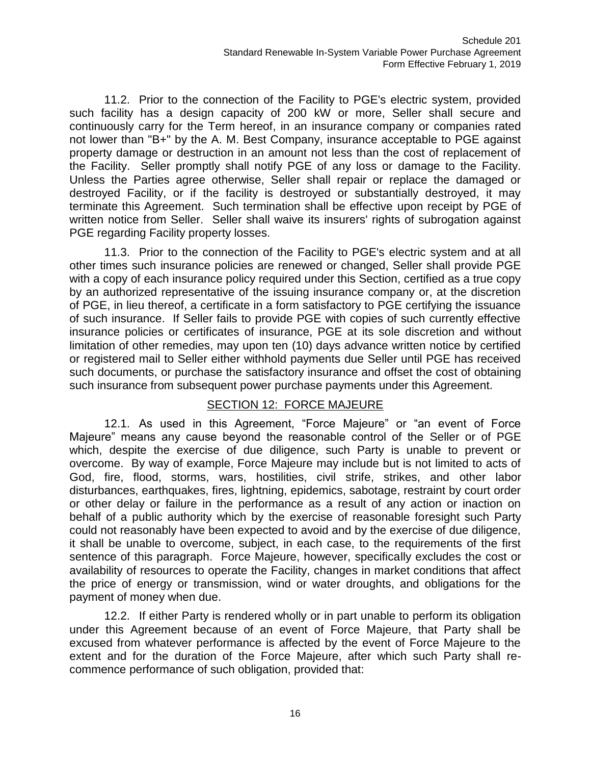11.2. Prior to the connection of the Facility to PGE's electric system, provided such facility has a design capacity of 200 kW or more, Seller shall secure and continuously carry for the Term hereof, in an insurance company or companies rated not lower than "B+" by the A. M. Best Company, insurance acceptable to PGE against property damage or destruction in an amount not less than the cost of replacement of the Facility. Seller promptly shall notify PGE of any loss or damage to the Facility. Unless the Parties agree otherwise, Seller shall repair or replace the damaged or destroyed Facility, or if the facility is destroyed or substantially destroyed, it may terminate this Agreement. Such termination shall be effective upon receipt by PGE of written notice from Seller. Seller shall waive its insurers' rights of subrogation against PGE regarding Facility property losses.

11.3. Prior to the connection of the Facility to PGE's electric system and at all other times such insurance policies are renewed or changed, Seller shall provide PGE with a copy of each insurance policy required under this Section, certified as a true copy by an authorized representative of the issuing insurance company or, at the discretion of PGE, in lieu thereof, a certificate in a form satisfactory to PGE certifying the issuance of such insurance. If Seller fails to provide PGE with copies of such currently effective insurance policies or certificates of insurance, PGE at its sole discretion and without limitation of other remedies, may upon ten (10) days advance written notice by certified or registered mail to Seller either withhold payments due Seller until PGE has received such documents, or purchase the satisfactory insurance and offset the cost of obtaining such insurance from subsequent power purchase payments under this Agreement.

## SECTION 12: FORCE MAJEURE

12.1. As used in this Agreement, "Force Majeure" or "an event of Force Majeure" means any cause beyond the reasonable control of the Seller or of PGE which, despite the exercise of due diligence, such Party is unable to prevent or overcome. By way of example, Force Majeure may include but is not limited to acts of God, fire, flood, storms, wars, hostilities, civil strife, strikes, and other labor disturbances, earthquakes, fires, lightning, epidemics, sabotage, restraint by court order or other delay or failure in the performance as a result of any action or inaction on behalf of a public authority which by the exercise of reasonable foresight such Party could not reasonably have been expected to avoid and by the exercise of due diligence, it shall be unable to overcome, subject, in each case, to the requirements of the first sentence of this paragraph. Force Majeure, however, specifically excludes the cost or availability of resources to operate the Facility, changes in market conditions that affect the price of energy or transmission, wind or water droughts, and obligations for the payment of money when due.

12.2. If either Party is rendered wholly or in part unable to perform its obligation under this Agreement because of an event of Force Majeure, that Party shall be excused from whatever performance is affected by the event of Force Majeure to the extent and for the duration of the Force Majeure, after which such Party shall re-commence performance of such obligation, provided that: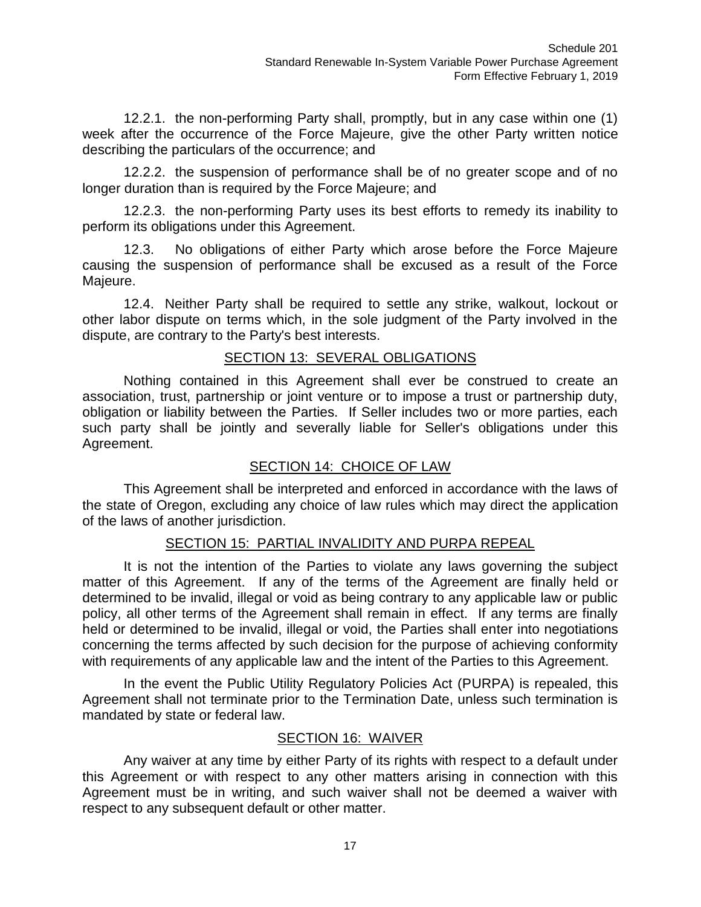12.2.1. the non-performing Party shall, promptly, but in any case within one (1) week after the occurrence of the Force Majeure, give the other Party written notice describing the particulars of the occurrence; and

12.2.2. the suspension of performance shall be of no greater scope and of no longer duration than is required by the Force Majeure; and

12.2.3. the non-performing Party uses its best efforts to remedy its inability to perform its obligations under this Agreement.

12.3. No obligations of either Party which arose before the Force Majeure causing the suspension of performance shall be excused as a result of the Force Majeure.

12.4. Neither Party shall be required to settle any strike, walkout, lockout or other labor dispute on terms which, in the sole judgment of the Party involved in the dispute, are contrary to the Party's best interests.

## SECTION 13: SEVERAL OBLIGATIONS

Nothing contained in this Agreement shall ever be construed to create an association, trust, partnership or joint venture or to impose a trust or partnership duty, obligation or liability between the Parties. If Seller includes two or more parties, each such party shall be jointly and severally liable for Seller's obligations under this Agreement.

## SECTION 14: CHOICE OF LAW

This Agreement shall be interpreted and enforced in accordance with the laws of the state of Oregon, excluding any choice of law rules which may direct the application of the laws of another jurisdiction.

## SECTION 15: PARTIAL INVALIDITY AND PURPA REPEAL

It is not the intention of the Parties to violate any laws governing the subject matter of this Agreement. If any of the terms of the Agreement are finally held or determined to be invalid, illegal or void as being contrary to any applicable law or public policy, all other terms of the Agreement shall remain in effect. If any terms are finally held or determined to be invalid, illegal or void, the Parties shall enter into negotiations concerning the terms affected by such decision for the purpose of achieving conformity with requirements of any applicable law and the intent of the Parties to this Agreement.

In the event the Public Utility Regulatory Policies Act (PURPA) is repealed, this Agreement shall not terminate prior to the Termination Date, unless such termination is mandated by state or federal law.

## SECTION 16: WAIVER

Any waiver at any time by either Party of its rights with respect to a default under this Agreement or with respect to any other matters arising in connection with this Agreement must be in writing, and such waiver shall not be deemed a waiver with respect to any subsequent default or other matter.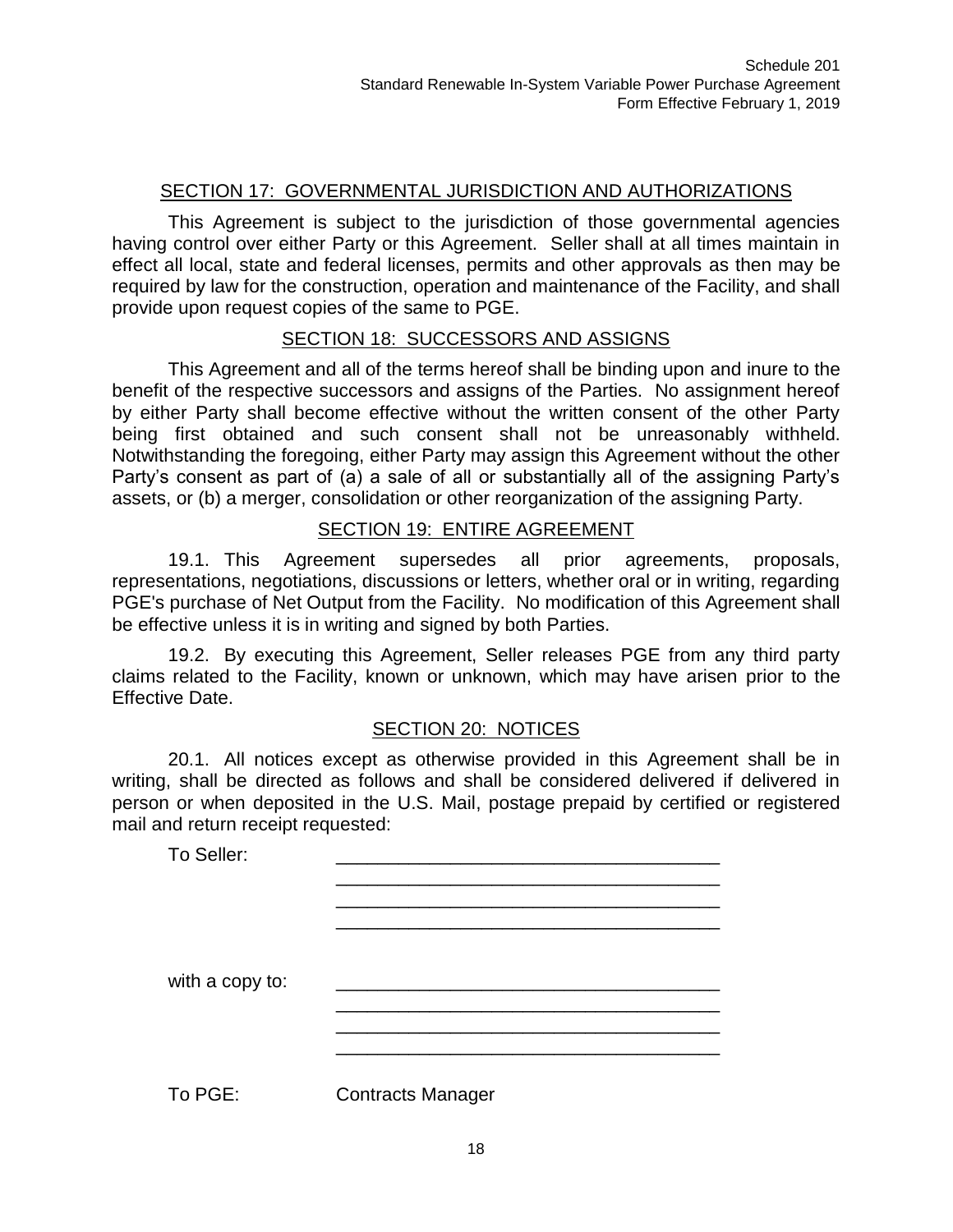## SECTION 17: GOVERNMENTAL JURISDICTION AND AUTHORIZATIONS

This Agreement is subject to the jurisdiction of those governmental agencies having control over either Party or this Agreement. Seller shall at all times maintain in effect all local, state and federal licenses, permits and other approvals as then may be required by law for the construction, operation and maintenance of the Facility, and shall provide upon request copies of the same to PGE.

## SECTION 18: SUCCESSORS AND ASSIGNS

This Agreement and all of the terms hereof shall be binding upon and inure to the benefit of the respective successors and assigns of the Parties. No assignment hereof by either Party shall become effective without the written consent of the other Party being first obtained and such consent shall not be unreasonably withheld. Notwithstanding the foregoing, either Party may assign this Agreement without the other Party's consent as part of (a) a sale of all or substantially all of the assigning Party's assets, or (b) a merger, consolidation or other reorganization of the assigning Party.

## SECTION 19: ENTIRE AGREEMENT

19.1. This Agreement supersedes all prior agreements, proposals, representations, negotiations, discussions or letters, whether oral or in writing, regarding PGE's purchase of Net Output from the Facility. No modification of this Agreement shall be effective unless it is in writing and signed by both Parties.

19.2. By executing this Agreement, Seller releases PGE from any third party claims related to the Facility, known or unknown, which may have arisen prior to the Effective Date.

## SECTION 20: NOTICES

20.1. All notices except as otherwise provided in this Agreement shall be in writing, shall be directed as follows and shall be considered delivered if delivered in person or when deposited in the U.S. Mail, postage prepaid by certified or registered mail and return receipt requested:

To Seller: ______________________________________
______________________________________
______________________________________
______________________________________

with a copy to: ______________________________________
______________________________________
______________________________________
______________________________________

To PGE: Contracts Manager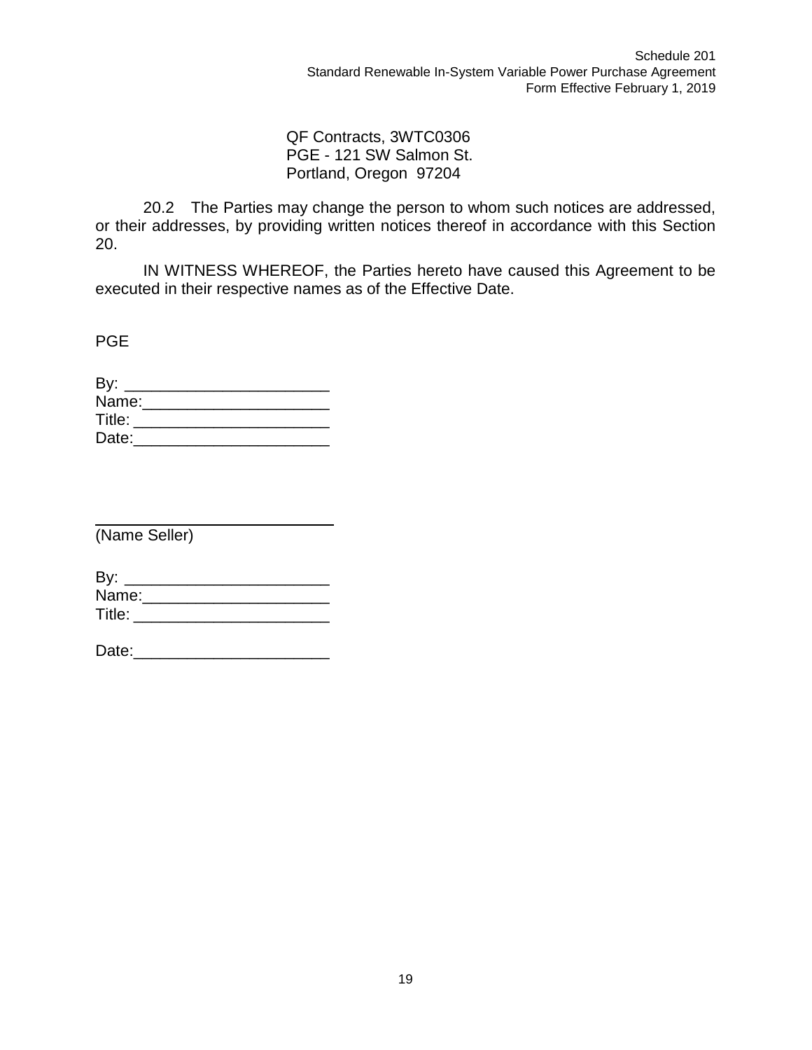QF Contracts, 3WTC0306
PGE - 121 SW Salmon St.
Portland, Oregon 97204

20.2 The Parties may change the person to whom such notices are addressed, or their addresses, by providing written notices thereof in accordance with this Section 20.

IN WITNESS WHEREOF, the Parties hereto have caused this Agreement to be executed in their respective names as of the Effective Date.

PGE

By: _______________________
Name:_____________________
Title: ______________________
Date:______________________

____________________________
(Name Seller)

By: _______________________
Name:_____________________
Title: ______________________

Date:______________________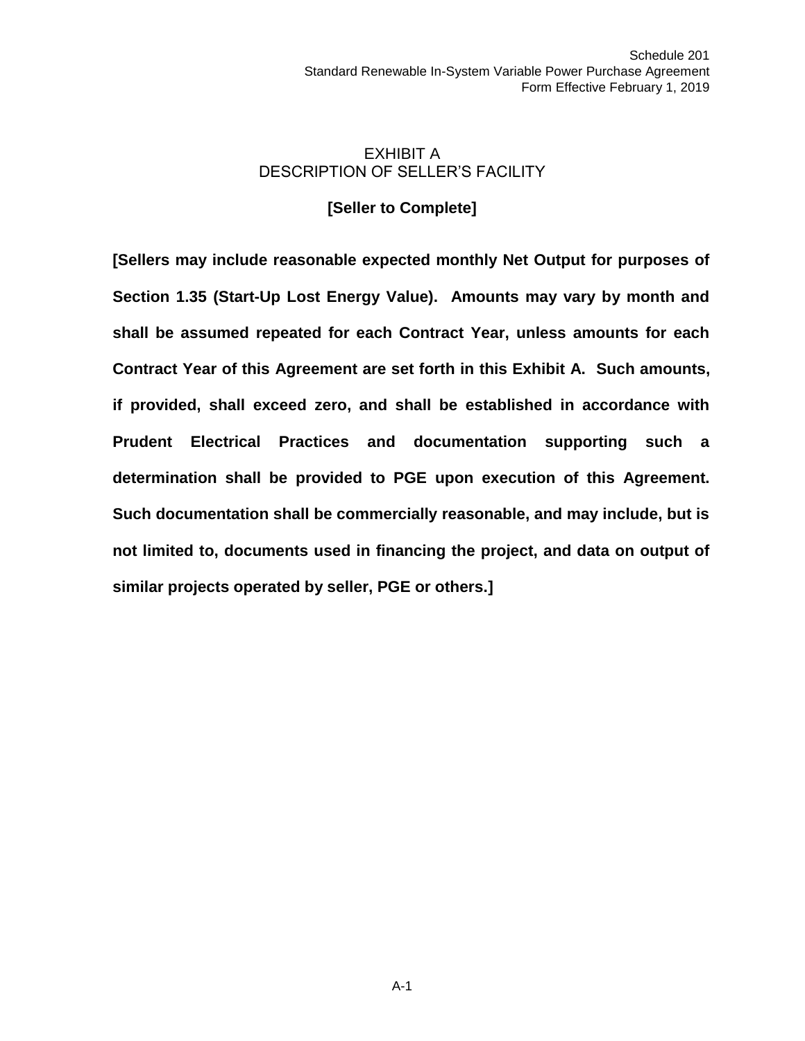# EXHIBIT A
## DESCRIPTION OF SELLER'S FACILITY

**[Seller to Complete]**

**[Sellers may include reasonable expected monthly Net Output for purposes of Section 1.35 (Start-Up Lost Energy Value). Amounts may vary by month and shall be assumed repeated for each Contract Year, unless amounts for each Contract Year of this Agreement are set forth in this Exhibit A. Such amounts, if provided, shall exceed zero, and shall be established in accordance with Prudent Electrical Practices and documentation supporting such a determination shall be provided to PGE upon execution of this Agreement. Such documentation shall be commercially reasonable, and may include, but is not limited to, documents used in financing the project, and data on output of similar projects operated by seller, PGE or others.]**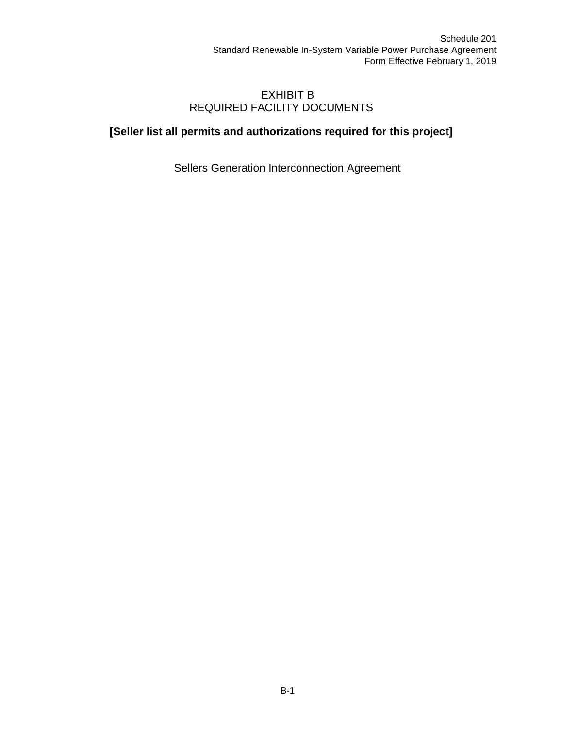# EXHIBIT B
# REQUIRED FACILITY DOCUMENTS

**[Seller list all permits and authorizations required for this project]**

Sellers Generation Interconnection Agreement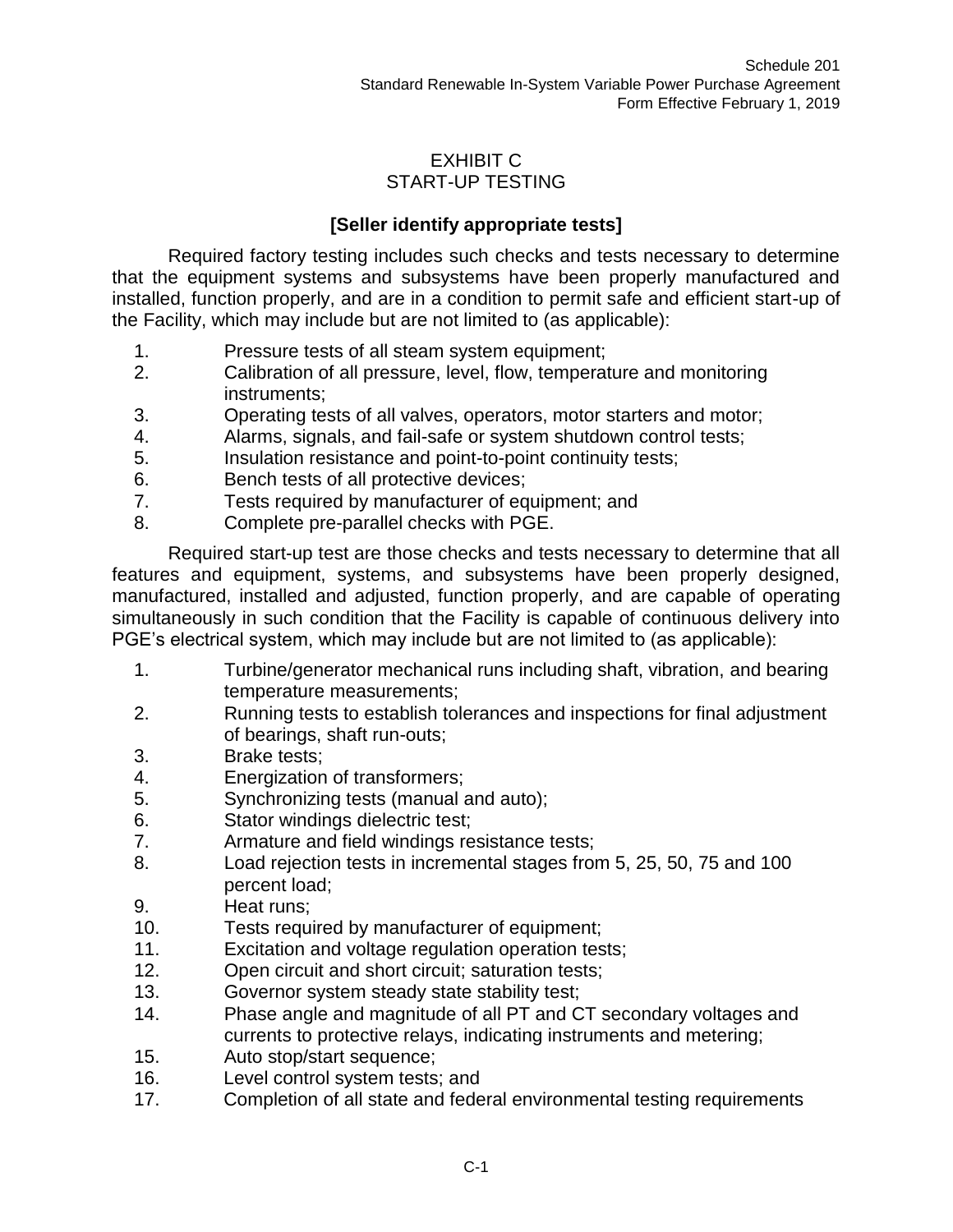# EXHIBIT C
# START-UP TESTING

**[Seller identify appropriate tests]**

Required factory testing includes such checks and tests necessary to determine that the equipment systems and subsystems have been properly manufactured and installed, function properly, and are in a condition to permit safe and efficient start-up of the Facility, which may include but are not limited to (as applicable):

1. Pressure tests of all steam system equipment;
2. Calibration of all pressure, level, flow, temperature and monitoring instruments;
3. Operating tests of all valves, operators, motor starters and motor;
4. Alarms, signals, and fail-safe or system shutdown control tests;
5. Insulation resistance and point-to-point continuity tests;
6. Bench tests of all protective devices;
7. Tests required by manufacturer of equipment; and
8. Complete pre-parallel checks with PGE.

Required start-up test are those checks and tests necessary to determine that all features and equipment, systems, and subsystems have been properly designed, manufactured, installed and adjusted, function properly, and are capable of operating simultaneously in such condition that the Facility is capable of continuous delivery into PGE's electrical system, which may include but are not limited to (as applicable):

1. Turbine/generator mechanical runs including shaft, vibration, and bearing temperature measurements;
2. Running tests to establish tolerances and inspections for final adjustment of bearings, shaft run-outs;
3. Brake tests;
4. Energization of transformers;
5. Synchronizing tests (manual and auto);
6. Stator windings dielectric test;
7. Armature and field windings resistance tests;
8. Load rejection tests in incremental stages from 5, 25, 50, 75 and 100 percent load;
9. Heat runs;
10. Tests required by manufacturer of equipment;
11. Excitation and voltage regulation operation tests;
12. Open circuit and short circuit; saturation tests;
13. Governor system steady state stability test;
14. Phase angle and magnitude of all PT and CT secondary voltages and currents to protective relays, indicating instruments and metering;
15. Auto stop/start sequence;
16. Level control system tests; and
17. Completion of all state and federal environmental testing requirements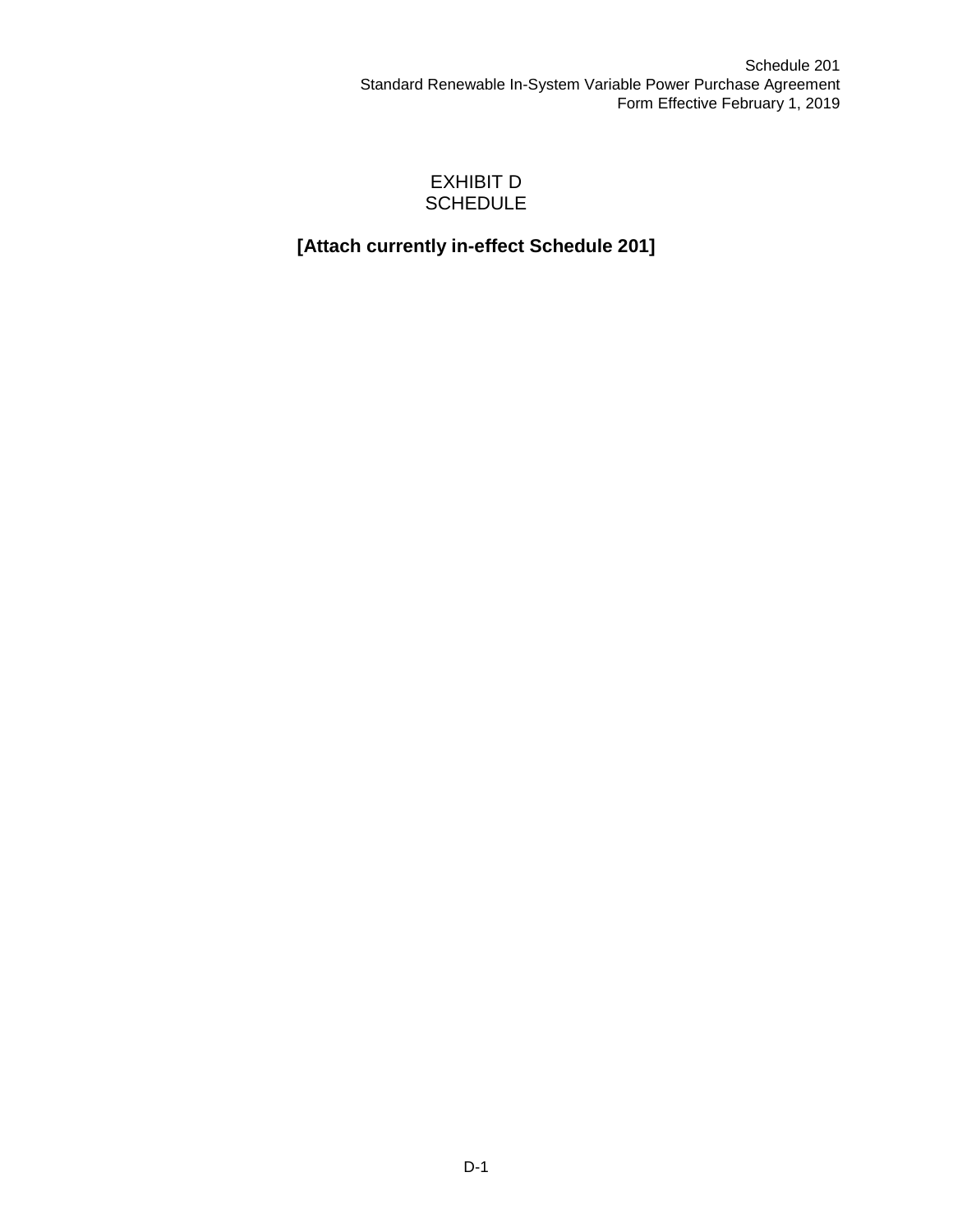# EXHIBIT D
# SCHEDULE

**[Attach currently in-effect Schedule 201]**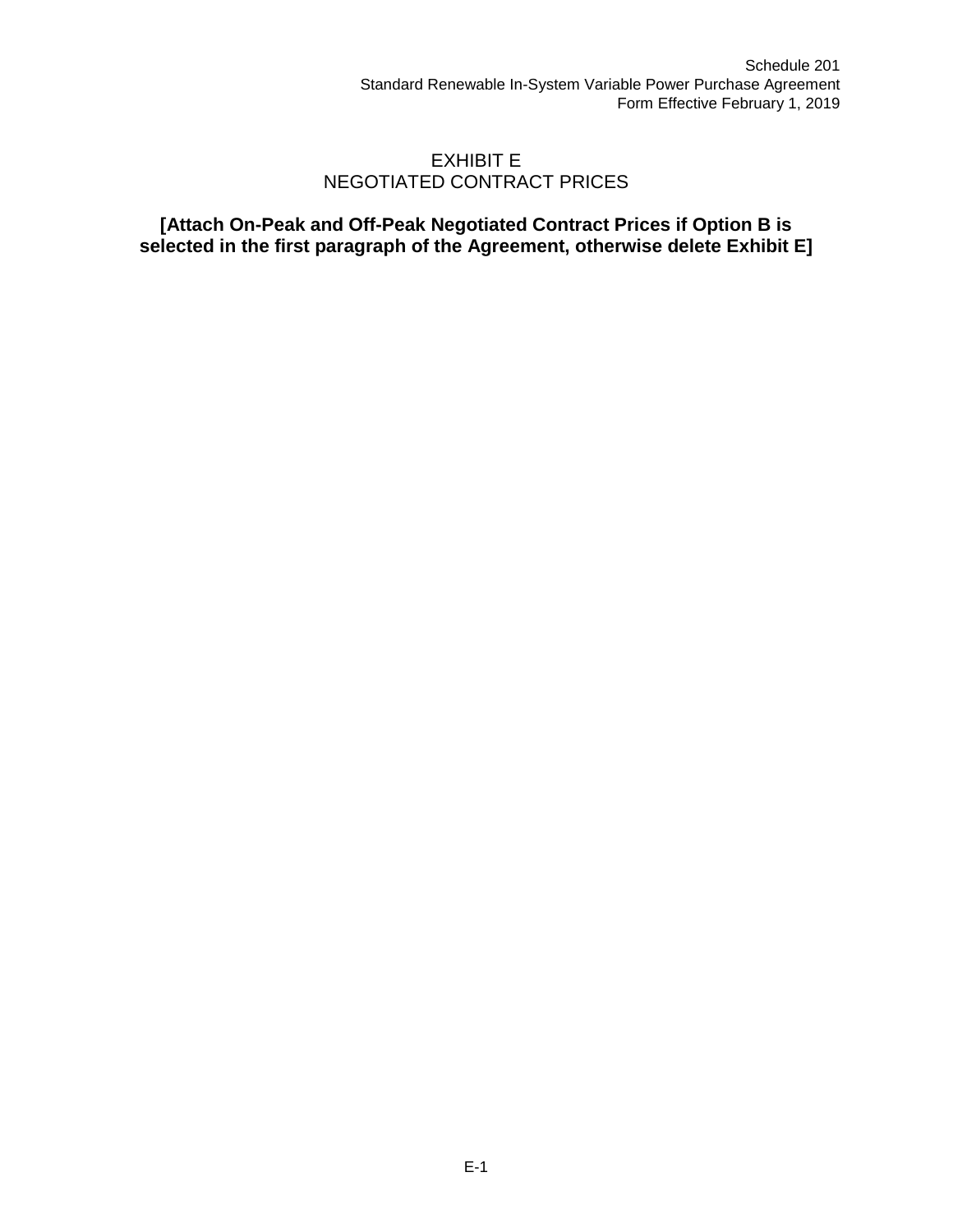# EXHIBIT E
# NEGOTIATED CONTRACT PRICES

**[Attach On-Peak and Off-Peak Negotiated Contract Prices if Option B is selected in the first paragraph of the Agreement, otherwise delete Exhibit E]**